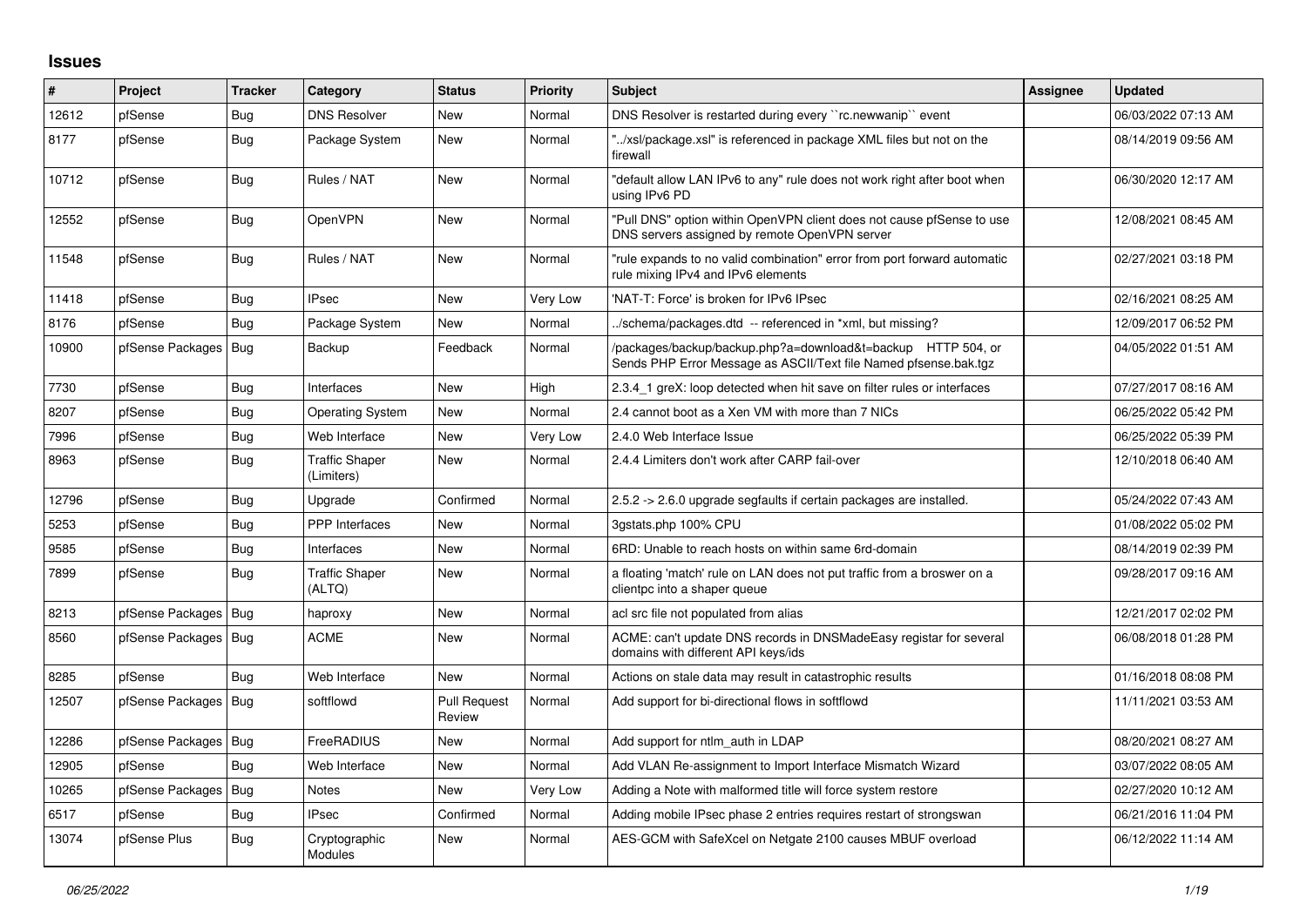## Issues

| # | Project | Tracker | Category | Status | Priority | Subject | Assignee | Updated |
|---|---|---|---|---|---|---|---|---|
| 12612 | pfSense | Bug | DNS Resolver | New | Normal | DNS Resolver is restarted during every ``rc.newwanip`` event | | 06/03/2022 07:13 AM |
| 8177 | pfSense | Bug | Package System | New | Normal | "../xsl/package.xsl" is referenced in package XML files but not on the firewall | | 08/14/2019 09:56 AM |
| 10712 | pfSense | Bug | Rules / NAT | New | Normal | "default allow LAN IPv6 to any" rule does not work right after boot when using IPv6 PD | | 06/30/2020 12:17 AM |
| 12552 | pfSense | Bug | OpenVPN | New | Normal | "Pull DNS" option within OpenVPN client does not cause pfSense to use DNS servers assigned by remote OpenVPN server | | 12/08/2021 08:45 AM |
| 11548 | pfSense | Bug | Rules / NAT | New | Normal | "rule expands to no valid combination" error from port forward automatic rule mixing IPv4 and IPv6 elements | | 02/27/2021 03:18 PM |
| 11418 | pfSense | Bug | IPsec | New | Very Low | 'NAT-T: Force' is broken for IPv6 IPsec | | 02/16/2021 08:25 AM |
| 8176 | pfSense | Bug | Package System | New | Normal | ../schema/packages.dtd -- referenced in *xml, but missing? | | 12/09/2017 06:52 PM |
| 10900 | pfSense Packages | Bug | Backup | Feedback | Normal | /packages/backup/backup.php?a=download&t=backup HTTP 504, or Sends PHP Error Message as ASCII/Text file Named pfsense.bak.tgz | | 04/05/2022 01:51 AM |
| 7730 | pfSense | Bug | Interfaces | New | High | 2.3.4_1 greX: loop detected when hit save on filter rules or interfaces | | 07/27/2017 08:16 AM |
| 8207 | pfSense | Bug | Operating System | New | Normal | 2.4 cannot boot as a Xen VM with more than 7 NICs | | 06/25/2022 05:42 PM |
| 7996 | pfSense | Bug | Web Interface | New | Very Low | 2.4.0 Web Interface Issue | | 06/25/2022 05:39 PM |
| 8963 | pfSense | Bug | Traffic Shaper (Limiters) | New | Normal | 2.4.4 Limiters don't work after CARP fail-over | | 12/10/2018 06:40 AM |
| 12796 | pfSense | Bug | Upgrade | Confirmed | Normal | 2.5.2 -> 2.6.0 upgrade segfaults if certain packages are installed. | | 05/24/2022 07:43 AM |
| 5253 | pfSense | Bug | PPP Interfaces | New | Normal | 3gstats.php 100% CPU | | 01/08/2022 05:02 PM |
| 9585 | pfSense | Bug | Interfaces | New | Normal | 6RD: Unable to reach hosts on within same 6rd-domain | | 08/14/2019 02:39 PM |
| 7899 | pfSense | Bug | Traffic Shaper (ALTQ) | New | Normal | a floating 'match' rule on LAN does not put traffic from a broswer on a clientpc into a shaper queue | | 09/28/2017 09:16 AM |
| 8213 | pfSense Packages | Bug | haproxy | New | Normal | acl src file not populated from alias | | 12/21/2017 02:02 PM |
| 8560 | pfSense Packages | Bug | ACME | New | Normal | ACME: can't update DNS records in DNSMadeEasy registar for several domains with different API keys/ids | | 06/08/2018 01:28 PM |
| 8285 | pfSense | Bug | Web Interface | New | Normal | Actions on stale data may result in catastrophic results | | 01/16/2018 08:08 PM |
| 12507 | pfSense Packages | Bug | softflowd | Pull Request Review | Normal | Add support for bi-directional flows in softflowd | | 11/11/2021 03:53 AM |
| 12286 | pfSense Packages | Bug | FreeRADIUS | New | Normal | Add support for ntlm_auth in LDAP | | 08/20/2021 08:27 AM |
| 12905 | pfSense | Bug | Web Interface | New | Normal | Add VLAN Re-assignment to Import Interface Mismatch Wizard | | 03/07/2022 08:05 AM |
| 10265 | pfSense Packages | Bug | Notes | New | Very Low | Adding a Note with malformed title will force system restore | | 02/27/2020 10:12 AM |
| 6517 | pfSense | Bug | IPsec | Confirmed | Normal | Adding mobile IPsec phase 2 entries requires restart of strongswan | | 06/21/2016 11:04 PM |
| 13074 | pfSense Plus | Bug | Cryptographic Modules | New | Normal | AES-GCM with SafeXcel on Netgate 2100 causes MBUF overload | | 06/12/2022 11:14 AM |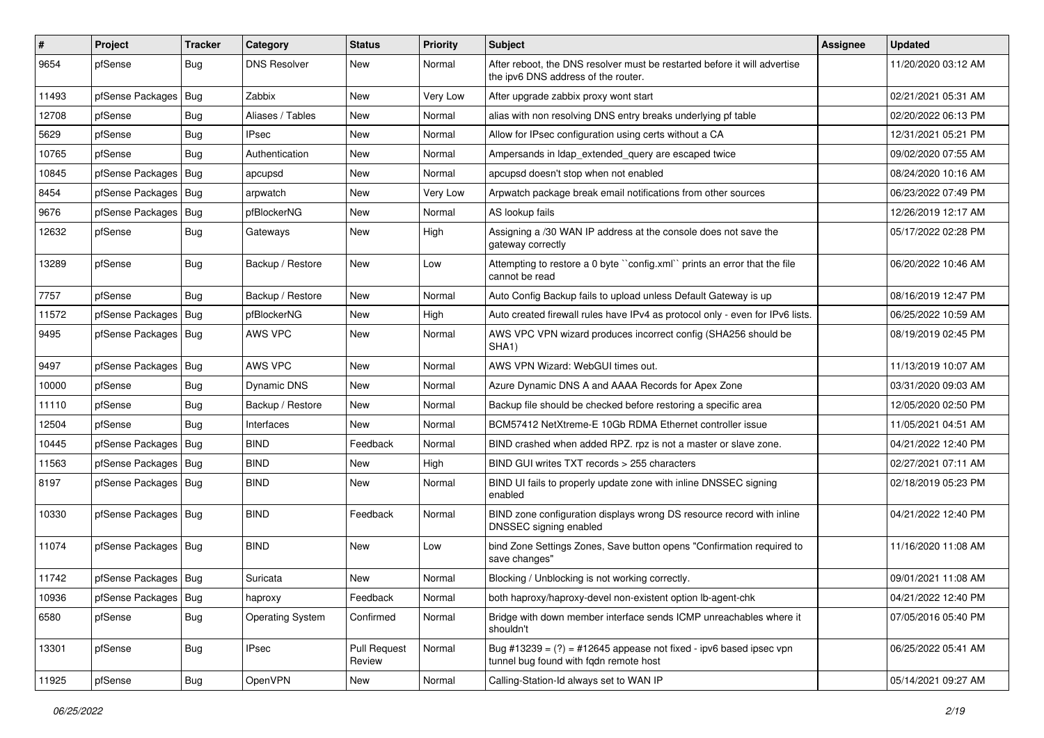| # | Project | Tracker | Category | Status | Priority | Subject | Assignee | Updated |
|---|---|---|---|---|---|---|---|---|
| 9654 | pfSense | Bug | DNS Resolver | New | Normal | After reboot, the DNS resolver must be restarted before it will advertise the ipv6 DNS address of the router. | | 11/20/2020 03:12 AM |
| 11493 | pfSense Packages | Bug | Zabbix | New | Very Low | After upgrade zabbix proxy wont start | | 02/21/2021 05:31 AM |
| 12708 | pfSense | Bug | Aliases / Tables | New | Normal | alias with non resolving DNS entry breaks underlying pf table | | 02/20/2022 06:13 PM |
| 5629 | pfSense | Bug | IPsec | New | Normal | Allow for IPsec configuration using certs without a CA | | 12/31/2021 05:21 PM |
| 10765 | pfSense | Bug | Authentication | New | Normal | Ampersands in ldap_extended_query are escaped twice | | 09/02/2020 07:55 AM |
| 10845 | pfSense Packages | Bug | apcupsd | New | Normal | apcupsd doesn't stop when not enabled | | 08/24/2020 10:16 AM |
| 8454 | pfSense Packages | Bug | arpwatch | New | Very Low | Arpwatch package break email notifications from other sources | | 06/23/2022 07:49 PM |
| 9676 | pfSense Packages | Bug | pfBlockerNG | New | Normal | AS lookup fails | | 12/26/2019 12:17 AM |
| 12632 | pfSense | Bug | Gateways | New | High | Assigning a /30 WAN IP address at the console does not save the gateway correctly | | 05/17/2022 02:28 PM |
| 13289 | pfSense | Bug | Backup / Restore | New | Low | Attempting to restore a 0 byte ``config.xml`` prints an error that the file cannot be read | | 06/20/2022 10:46 AM |
| 7757 | pfSense | Bug | Backup / Restore | New | Normal | Auto Config Backup fails to upload unless Default Gateway is up | | 08/16/2019 12:47 PM |
| 11572 | pfSense Packages | Bug | pfBlockerNG | New | High | Auto created firewall rules have IPv4 as protocol only - even for IPv6 lists. | | 06/25/2022 10:59 AM |
| 9495 | pfSense Packages | Bug | AWS VPC | New | Normal | AWS VPC VPN wizard produces incorrect config (SHA256 should be SHA1) | | 08/19/2019 02:45 PM |
| 9497 | pfSense Packages | Bug | AWS VPC | New | Normal | AWS VPN Wizard: WebGUI times out. | | 11/13/2019 10:07 AM |
| 10000 | pfSense | Bug | Dynamic DNS | New | Normal | Azure Dynamic DNS A and AAAA Records for Apex Zone | | 03/31/2020 09:03 AM |
| 11110 | pfSense | Bug | Backup / Restore | New | Normal | Backup file should be checked before restoring a specific area | | 12/05/2020 02:50 PM |
| 12504 | pfSense | Bug | Interfaces | New | Normal | BCM57412 NetXtreme-E 10Gb RDMA Ethernet controller issue | | 11/05/2021 04:51 AM |
| 10445 | pfSense Packages | Bug | BIND | Feedback | Normal | BIND crashed when added RPZ. rpz is not a master or slave zone. | | 04/21/2022 12:40 PM |
| 11563 | pfSense Packages | Bug | BIND | New | High | BIND GUI writes TXT records > 255 characters | | 02/27/2021 07:11 AM |
| 8197 | pfSense Packages | Bug | BIND | New | Normal | BIND UI fails to properly update zone with inline DNSSEC signing enabled | | 02/18/2019 05:23 PM |
| 10330 | pfSense Packages | Bug | BIND | Feedback | Normal | BIND zone configuration displays wrong DS resource record with inline DNSSEC signing enabled | | 04/21/2022 12:40 PM |
| 11074 | pfSense Packages | Bug | BIND | New | Low | bind Zone Settings Zones, Save button opens "Confirmation required to save changes" | | 11/16/2020 11:08 AM |
| 11742 | pfSense Packages | Bug | Suricata | New | Normal | Blocking / Unblocking is not working correctly. | | 09/01/2021 11:08 AM |
| 10936 | pfSense Packages | Bug | haproxy | Feedback | Normal | both haproxy/haproxy-devel non-existent option lb-agent-chk | | 04/21/2022 12:40 PM |
| 6580 | pfSense | Bug | Operating System | Confirmed | Normal | Bridge with down member interface sends ICMP unreachables where it shouldn't | | 07/05/2016 05:40 PM |
| 13301 | pfSense | Bug | IPsec | Pull Request Review | Normal | Bug #13239 = (?) = #12645 appease not fixed - ipv6 based ipsec vpn tunnel bug found with fqdn remote host | | 06/25/2022 05:41 AM |
| 11925 | pfSense | Bug | OpenVPN | New | Normal | Calling-Station-Id always set to WAN IP | | 05/14/2021 09:27 AM |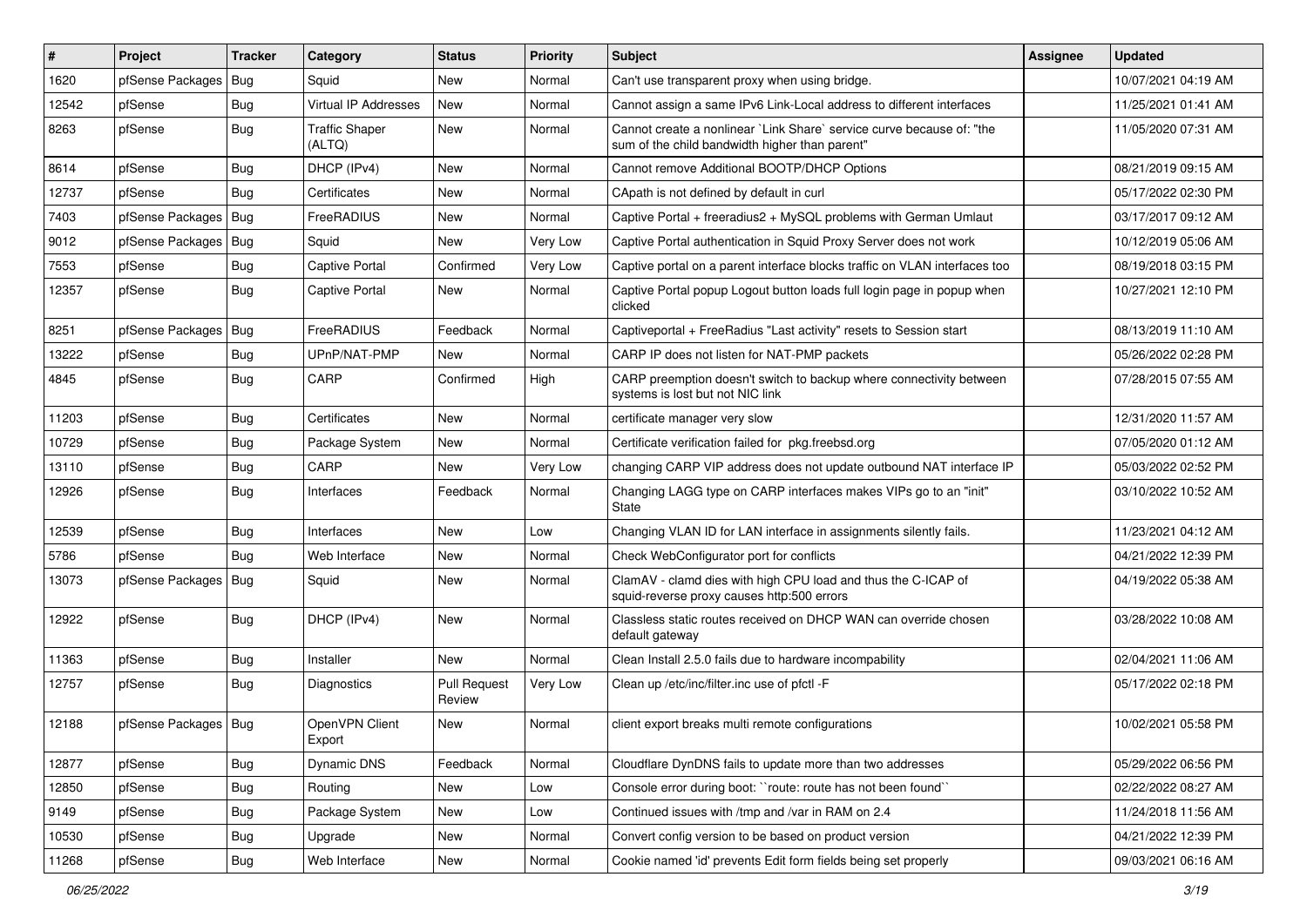| # | Project | Tracker | Category | Status | Priority | Subject | Assignee | Updated |
|---|---|---|---|---|---|---|---|---|
| 1620 | pfSense Packages | Bug | Squid | New | Normal | Can't use transparent proxy when using bridge. | | 10/07/2021 04:19 AM |
| 12542 | pfSense | Bug | Virtual IP Addresses | New | Normal | Cannot assign a same IPv6 Link-Local address to different interfaces | | 11/25/2021 01:41 AM |
| 8263 | pfSense | Bug | Traffic Shaper (ALTQ) | New | Normal | Cannot create a nonlinear `Link Share` service curve because of: "the sum of the child bandwidth higher than parent" | | 11/05/2020 07:31 AM |
| 8614 | pfSense | Bug | DHCP (IPv4) | New | Normal | Cannot remove Additional BOOTP/DHCP Options | | 08/21/2019 09:15 AM |
| 12737 | pfSense | Bug | Certificates | New | Normal | CApath is not defined by default in curl | | 05/17/2022 02:30 PM |
| 7403 | pfSense Packages | Bug | FreeRADIUS | New | Normal | Captive Portal + freeradius2 + MySQL problems with German Umlaut | | 03/17/2017 09:12 AM |
| 9012 | pfSense Packages | Bug | Squid | New | Very Low | Captive Portal authentication in Squid Proxy Server does not work | | 10/12/2019 05:06 AM |
| 7553 | pfSense | Bug | Captive Portal | Confirmed | Very Low | Captive portal on a parent interface blocks traffic on VLAN interfaces too | | 08/19/2018 03:15 PM |
| 12357 | pfSense | Bug | Captive Portal | New | Normal | Captive Portal popup Logout button loads full login page in popup when clicked | | 10/27/2021 12:10 PM |
| 8251 | pfSense Packages | Bug | FreeRADIUS | Feedback | Normal | Captiveportal + FreeRadius "Last activity" resets to Session start | | 08/13/2019 11:10 AM |
| 13222 | pfSense | Bug | UPnP/NAT-PMP | New | Normal | CARP IP does not listen for NAT-PMP packets | | 05/26/2022 02:28 PM |
| 4845 | pfSense | Bug | CARP | Confirmed | High | CARP preemption doesn't switch to backup where connectivity between systems is lost but not NIC link | | 07/28/2015 07:55 AM |
| 11203 | pfSense | Bug | Certificates | New | Normal | certificate manager very slow | | 12/31/2020 11:57 AM |
| 10729 | pfSense | Bug | Package System | New | Normal | Certificate verification failed for pkg.freebsd.org | | 07/05/2020 01:12 AM |
| 13110 | pfSense | Bug | CARP | New | Very Low | changing CARP VIP address does not update outbound NAT interface IP | | 05/03/2022 02:52 PM |
| 12926 | pfSense | Bug | Interfaces | Feedback | Normal | Changing LAGG type on CARP interfaces makes VIPs go to an "init" State | | 03/10/2022 10:52 AM |
| 12539 | pfSense | Bug | Interfaces | New | Low | Changing VLAN ID for LAN interface in assignments silently fails. | | 11/23/2021 04:12 AM |
| 5786 | pfSense | Bug | Web Interface | New | Normal | Check WebConfigurator port for conflicts | | 04/21/2022 12:39 PM |
| 13073 | pfSense Packages | Bug | Squid | New | Normal | ClamAV - clamd dies with high CPU load and thus the C-ICAP of squid-reverse proxy causes http:500 errors | | 04/19/2022 05:38 AM |
| 12922 | pfSense | Bug | DHCP (IPv4) | New | Normal | Classless static routes received on DHCP WAN can override chosen default gateway | | 03/28/2022 10:08 AM |
| 11363 | pfSense | Bug | Installer | New | Normal | Clean Install 2.5.0 fails due to hardware incompability | | 02/04/2021 11:06 AM |
| 12757 | pfSense | Bug | Diagnostics | Pull Request Review | Very Low | Clean up /etc/inc/filter.inc use of pfctl -F | | 05/17/2022 02:18 PM |
| 12188 | pfSense Packages | Bug | OpenVPN Client Export | New | Normal | client export breaks multi remote configurations | | 10/02/2021 05:58 PM |
| 12877 | pfSense | Bug | Dynamic DNS | Feedback | Normal | Cloudflare DynDNS fails to update more than two addresses | | 05/29/2022 06:56 PM |
| 12850 | pfSense | Bug | Routing | New | Low | Console error during boot: ``route: route has not been found`` | | 02/22/2022 08:27 AM |
| 9149 | pfSense | Bug | Package System | New | Low | Continued issues with /tmp and /var in RAM on 2.4 | | 11/24/2018 11:56 AM |
| 10530 | pfSense | Bug | Upgrade | New | Normal | Convert config version to be based on product version | | 04/21/2022 12:39 PM |
| 11268 | pfSense | Bug | Web Interface | New | Normal | Cookie named 'id' prevents Edit form fields being set properly | | 09/03/2021 06:16 AM |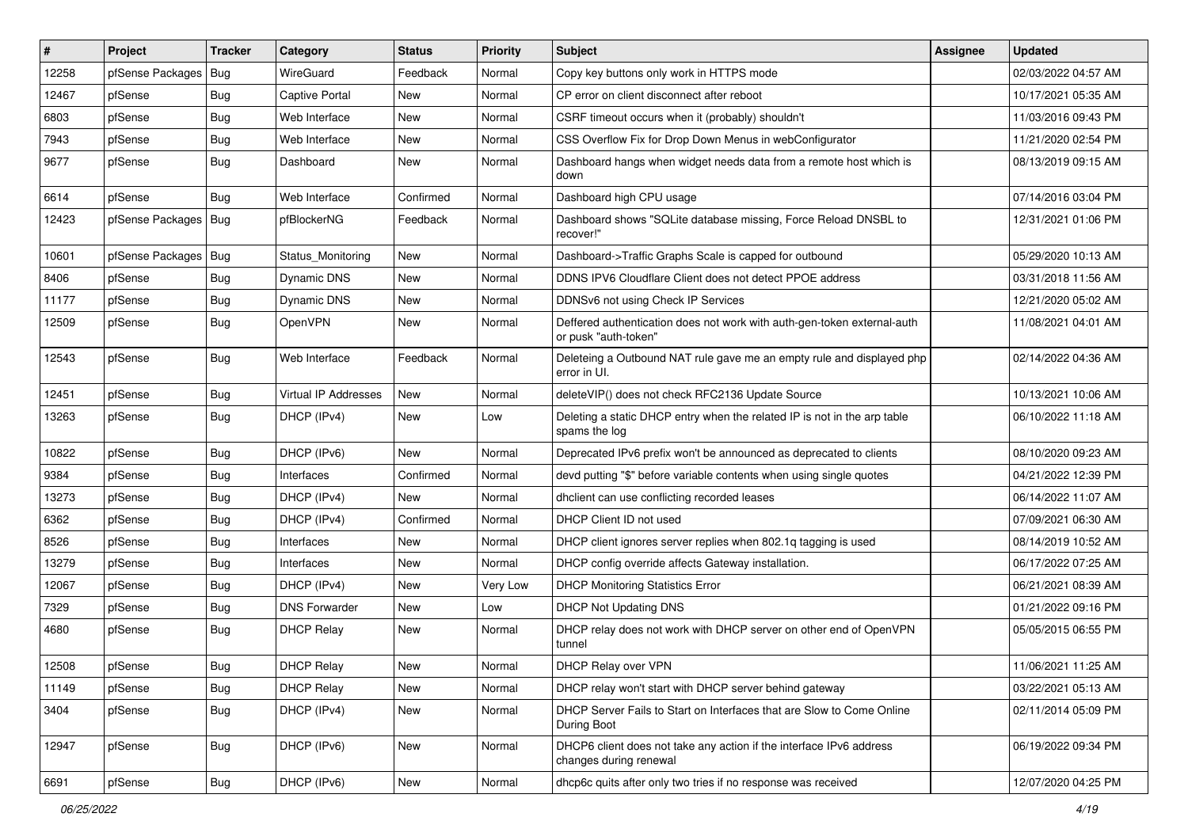| # | Project | Tracker | Category | Status | Priority | Subject | Assignee | Updated |
|---|---|---|---|---|---|---|---|---|
| 12258 | pfSense Packages | Bug | WireGuard | Feedback | Normal | Copy key buttons only work in HTTPS mode | | 02/03/2022 04:57 AM |
| 12467 | pfSense | Bug | Captive Portal | New | Normal | CP error on client disconnect after reboot | | 10/17/2021 05:35 AM |
| 6803 | pfSense | Bug | Web Interface | New | Normal | CSRF timeout occurs when it (probably) shouldn't | | 11/03/2016 09:43 PM |
| 7943 | pfSense | Bug | Web Interface | New | Normal | CSS Overflow Fix for Drop Down Menus in webConfigurator | | 11/21/2020 02:54 PM |
| 9677 | pfSense | Bug | Dashboard | New | Normal | Dashboard hangs when widget needs data from a remote host which is down | | 08/13/2019 09:15 AM |
| 6614 | pfSense | Bug | Web Interface | Confirmed | Normal | Dashboard high CPU usage | | 07/14/2016 03:04 PM |
| 12423 | pfSense Packages | Bug | pfBlockerNG | Feedback | Normal | Dashboard shows "SQLite database missing, Force Reload DNSBL to recover!" | | 12/31/2021 01:06 PM |
| 10601 | pfSense Packages | Bug | Status_Monitoring | New | Normal | Dashboard->Traffic Graphs Scale is capped for outbound | | 05/29/2020 10:13 AM |
| 8406 | pfSense | Bug | Dynamic DNS | New | Normal | DDNS IPV6 Cloudflare Client does not detect PPOE address | | 03/31/2018 11:56 AM |
| 11177 | pfSense | Bug | Dynamic DNS | New | Normal | DDNSv6 not using Check IP Services | | 12/21/2020 05:02 AM |
| 12509 | pfSense | Bug | OpenVPN | New | Normal | Deffered authentication does not work with auth-gen-token external-auth or pusk "auth-token" | | 11/08/2021 04:01 AM |
| 12543 | pfSense | Bug | Web Interface | Feedback | Normal | Deleteing a Outbound NAT rule gave me an empty rule and displayed php error in UI. | | 02/14/2022 04:36 AM |
| 12451 | pfSense | Bug | Virtual IP Addresses | New | Normal | deleteVIP() does not check RFC2136 Update Source | | 10/13/2021 10:06 AM |
| 13263 | pfSense | Bug | DHCP (IPv4) | New | Low | Deleting a static DHCP entry when the related IP is not in the arp table spams the log | | 06/10/2022 11:18 AM |
| 10822 | pfSense | Bug | DHCP (IPv6) | New | Normal | Deprecated IPv6 prefix won't be announced as deprecated to clients | | 08/10/2020 09:23 AM |
| 9384 | pfSense | Bug | Interfaces | Confirmed | Normal | devd putting "$" before variable contents when using single quotes | | 04/21/2022 12:39 PM |
| 13273 | pfSense | Bug | DHCP (IPv4) | New | Normal | dhclient can use conflicting recorded leases | | 06/14/2022 11:07 AM |
| 6362 | pfSense | Bug | DHCP (IPv4) | Confirmed | Normal | DHCP Client ID not used | | 07/09/2021 06:30 AM |
| 8526 | pfSense | Bug | Interfaces | New | Normal | DHCP client ignores server replies when 802.1q tagging is used | | 08/14/2019 10:52 AM |
| 13279 | pfSense | Bug | Interfaces | New | Normal | DHCP config override affects Gateway installation. | | 06/17/2022 07:25 AM |
| 12067 | pfSense | Bug | DHCP (IPv4) | New | Very Low | DHCP Monitoring Statistics Error | | 06/21/2021 08:39 AM |
| 7329 | pfSense | Bug | DNS Forwarder | New | Low | DHCP Not Updating DNS | | 01/21/2022 09:16 PM |
| 4680 | pfSense | Bug | DHCP Relay | New | Normal | DHCP relay does not work with DHCP server on other end of OpenVPN tunnel | | 05/05/2015 06:55 PM |
| 12508 | pfSense | Bug | DHCP Relay | New | Normal | DHCP Relay over VPN | | 11/06/2021 11:25 AM |
| 11149 | pfSense | Bug | DHCP Relay | New | Normal | DHCP relay won't start with DHCP server behind gateway | | 03/22/2021 05:13 AM |
| 3404 | pfSense | Bug | DHCP (IPv4) | New | Normal | DHCP Server Fails to Start on Interfaces that are Slow to Come Online During Boot | | 02/11/2014 05:09 PM |
| 12947 | pfSense | Bug | DHCP (IPv6) | New | Normal | DHCP6 client does not take any action if the interface IPv6 address changes during renewal | | 06/19/2022 09:34 PM |
| 6691 | pfSense | Bug | DHCP (IPv6) | New | Normal | dhcp6c quits after only two tries if no response was received | | 12/07/2020 04:25 PM |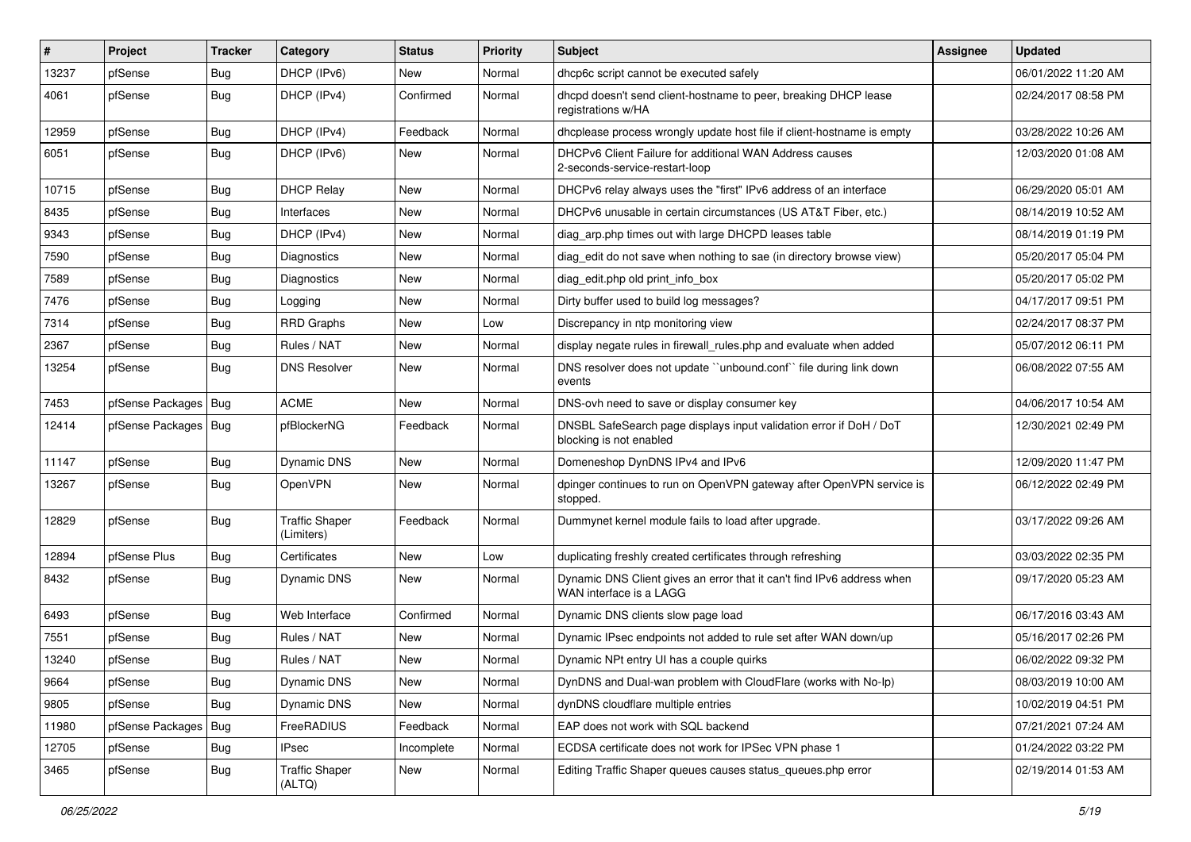| # | Project | Tracker | Category | Status | Priority | Subject | Assignee | Updated |
|---|---|---|---|---|---|---|---|---|
| 13237 | pfSense | Bug | DHCP (IPv6) | New | Normal | dhcp6c script cannot be executed safely | | 06/01/2022 11:20 AM |
| 4061 | pfSense | Bug | DHCP (IPv4) | Confirmed | Normal | dhcpd doesn't send client-hostname to peer, breaking DHCP lease registrations w/HA | | 02/24/2017 08:58 PM |
| 12959 | pfSense | Bug | DHCP (IPv4) | Feedback | Normal | dhcplease process wrongly update host file if client-hostname is empty | | 03/28/2022 10:26 AM |
| 6051 | pfSense | Bug | DHCP (IPv6) | New | Normal | DHCPv6 Client Failure for additional WAN Address causes 2-seconds-service-restart-loop | | 12/03/2020 01:08 AM |
| 10715 | pfSense | Bug | DHCP Relay | New | Normal | DHCPv6 relay always uses the "first" IPv6 address of an interface | | 06/29/2020 05:01 AM |
| 8435 | pfSense | Bug | Interfaces | New | Normal | DHCPv6 unusable in certain circumstances (US AT&T Fiber, etc.) | | 08/14/2019 10:52 AM |
| 9343 | pfSense | Bug | DHCP (IPv4) | New | Normal | diag_arp.php times out with large DHCPD leases table | | 08/14/2019 01:19 PM |
| 7590 | pfSense | Bug | Diagnostics | New | Normal | diag_edit do not save when nothing to sae (in directory browse view) | | 05/20/2017 05:04 PM |
| 7589 | pfSense | Bug | Diagnostics | New | Normal | diag_edit.php old print_info_box | | 05/20/2017 05:02 PM |
| 7476 | pfSense | Bug | Logging | New | Normal | Dirty buffer used to build log messages? | | 04/17/2017 09:51 PM |
| 7314 | pfSense | Bug | RRD Graphs | New | Low | Discrepancy in ntp monitoring view | | 02/24/2017 08:37 PM |
| 2367 | pfSense | Bug | Rules / NAT | New | Normal | display negate rules in firewall_rules.php and evaluate when added | | 05/07/2012 06:11 PM |
| 13254 | pfSense | Bug | DNS Resolver | New | Normal | DNS resolver does not update ``unbound.conf`` file during link down events | | 06/08/2022 07:55 AM |
| 7453 | pfSense Packages | Bug | ACME | New | Normal | DNS-ovh need to save or display consumer key | | 04/06/2017 10:54 AM |
| 12414 | pfSense Packages | Bug | pfBlockerNG | Feedback | Normal | DNSBL SafeSearch page displays input validation error if DoH / DoT blocking is not enabled | | 12/30/2021 02:49 PM |
| 11147 | pfSense | Bug | Dynamic DNS | New | Normal | Domeneshop DynDNS IPv4 and IPv6 | | 12/09/2020 11:47 PM |
| 13267 | pfSense | Bug | OpenVPN | New | Normal | dpinger continues to run on OpenVPN gateway after OpenVPN service is stopped. | | 06/12/2022 02:49 PM |
| 12829 | pfSense | Bug | Traffic Shaper (Limiters) | Feedback | Normal | Dummynet kernel module fails to load after upgrade. | | 03/17/2022 09:26 AM |
| 12894 | pfSense Plus | Bug | Certificates | New | Low | duplicating freshly created certificates through refreshing | | 03/03/2022 02:35 PM |
| 8432 | pfSense | Bug | Dynamic DNS | New | Normal | Dynamic DNS Client gives an error that it can't find IPv6 address when WAN interface is a LAGG | | 09/17/2020 05:23 AM |
| 6493 | pfSense | Bug | Web Interface | Confirmed | Normal | Dynamic DNS clients slow page load | | 06/17/2016 03:43 AM |
| 7551 | pfSense | Bug | Rules / NAT | New | Normal | Dynamic IPsec endpoints not added to rule set after WAN down/up | | 05/16/2017 02:26 PM |
| 13240 | pfSense | Bug | Rules / NAT | New | Normal | Dynamic NPt entry UI has a couple quirks | | 06/02/2022 09:32 PM |
| 9664 | pfSense | Bug | Dynamic DNS | New | Normal | DynDNS and Dual-wan problem with CloudFlare (works with No-Ip) | | 08/03/2019 10:00 AM |
| 9805 | pfSense | Bug | Dynamic DNS | New | Normal | dynDNS cloudflare multiple entries | | 10/02/2019 04:51 PM |
| 11980 | pfSense Packages | Bug | FreeRADIUS | Feedback | Normal | EAP does not work with SQL backend | | 07/21/2021 07:24 AM |
| 12705 | pfSense | Bug | IPsec | Incomplete | Normal | ECDSA certificate does not work for IPSec VPN phase 1 | | 01/24/2022 03:22 PM |
| 3465 | pfSense | Bug | Traffic Shaper (ALTQ) | New | Normal | Editing Traffic Shaper queues causes status_queues.php error | | 02/19/2014 01:53 AM |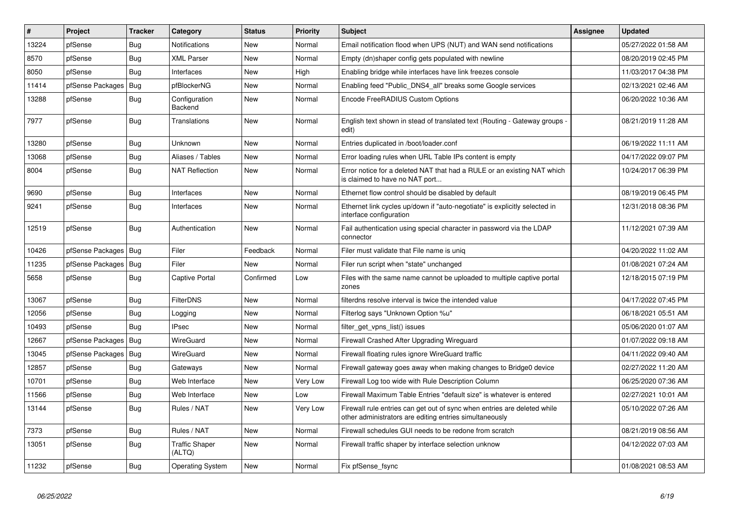| # | Project | Tracker | Category | Status | Priority | Subject | Assignee | Updated |
|---|---|---|---|---|---|---|---|---|
| 13224 | pfSense | Bug | Notifications | New | Normal | Email notification flood when UPS (NUT) and WAN send notifications | | 05/27/2022 01:58 AM |
| 8570 | pfSense | Bug | XML Parser | New | Normal | Empty (dn)shaper config gets populated with newline | | 08/20/2019 02:45 PM |
| 8050 | pfSense | Bug | Interfaces | New | High | Enabling bridge while interfaces have link freezes console | | 11/03/2017 04:38 PM |
| 11414 | pfSense Packages | Bug | pfBlockerNG | New | Normal | Enabling feed "Public_DNS4_all" breaks some Google services | | 02/13/2021 02:46 AM |
| 13288 | pfSense | Bug | Configuration Backend | New | Normal | Encode FreeRADIUS Custom Options | | 06/20/2022 10:36 AM |
| 7977 | pfSense | Bug | Translations | New | Normal | English text shown in stead of translated text (Routing - Gateway groups - edit) | | 08/21/2019 11:28 AM |
| 13280 | pfSense | Bug | Unknown | New | Normal | Entries duplicated in /boot/loader.conf | | 06/19/2022 11:11 AM |
| 13068 | pfSense | Bug | Aliases / Tables | New | Normal | Error loading rules when URL Table IPs content is empty | | 04/17/2022 09:07 PM |
| 8004 | pfSense | Bug | NAT Reflection | New | Normal | Error notice for a deleted NAT that had a RULE or an existing NAT which is claimed to have no NAT port... | | 10/24/2017 06:39 PM |
| 9690 | pfSense | Bug | Interfaces | New | Normal | Ethernet flow control should be disabled by default | | 08/19/2019 06:45 PM |
| 9241 | pfSense | Bug | Interfaces | New | Normal | Ethernet link cycles up/down if "auto-negotiate" is explicitly selected in interface configuration | | 12/31/2018 08:36 PM |
| 12519 | pfSense | Bug | Authentication | New | Normal | Fail authentication using special character in password via the LDAP connector | | 11/12/2021 07:39 AM |
| 10426 | pfSense Packages | Bug | Filer | Feedback | Normal | Filer must validate that File name is uniq | | 04/20/2022 11:02 AM |
| 11235 | pfSense Packages | Bug | Filer | New | Normal | Filer run script when "state" unchanged | | 01/08/2021 07:24 AM |
| 5658 | pfSense | Bug | Captive Portal | Confirmed | Low | Files with the same name cannot be uploaded to multiple captive portal zones | | 12/18/2015 07:19 PM |
| 13067 | pfSense | Bug | FilterDNS | New | Normal | filterdns resolve interval is twice the intended value | | 04/17/2022 07:45 PM |
| 12056 | pfSense | Bug | Logging | New | Normal | Filterlog says "Unknown Option %u" | | 06/18/2021 05:51 AM |
| 10493 | pfSense | Bug | IPsec | New | Normal | filter_get_vpns_list() issues | | 05/06/2020 01:07 AM |
| 12667 | pfSense Packages | Bug | WireGuard | New | Normal | Firewall Crashed After Upgrading Wireguard | | 01/07/2022 09:18 AM |
| 13045 | pfSense Packages | Bug | WireGuard | New | Normal | Firewall floating rules ignore WireGuard traffic | | 04/11/2022 09:40 AM |
| 12857 | pfSense | Bug | Gateways | New | Normal | Firewall gateway goes away when making changes to Bridge0 device | | 02/27/2022 11:20 AM |
| 10701 | pfSense | Bug | Web Interface | New | Very Low | Firewall Log too wide with Rule Description Column | | 06/25/2020 07:36 AM |
| 11566 | pfSense | Bug | Web Interface | New | Low | Firewall Maximum Table Entries "default size" is whatever is entered | | 02/27/2021 10:01 AM |
| 13144 | pfSense | Bug | Rules / NAT | New | Very Low | Firewall rule entries can get out of sync when entries are deleted while other administrators are editing entries simultaneously | | 05/10/2022 07:26 AM |
| 7373 | pfSense | Bug | Rules / NAT | New | Normal | Firewall schedules GUI needs to be redone from scratch | | 08/21/2019 08:56 AM |
| 13051 | pfSense | Bug | Traffic Shaper (ALTQ) | New | Normal | Firewall traffic shaper by interface selection unknow | | 04/12/2022 07:03 AM |
| 11232 | pfSense | Bug | Operating System | New | Normal | Fix pfSense_fsync | | 01/08/2021 08:53 AM |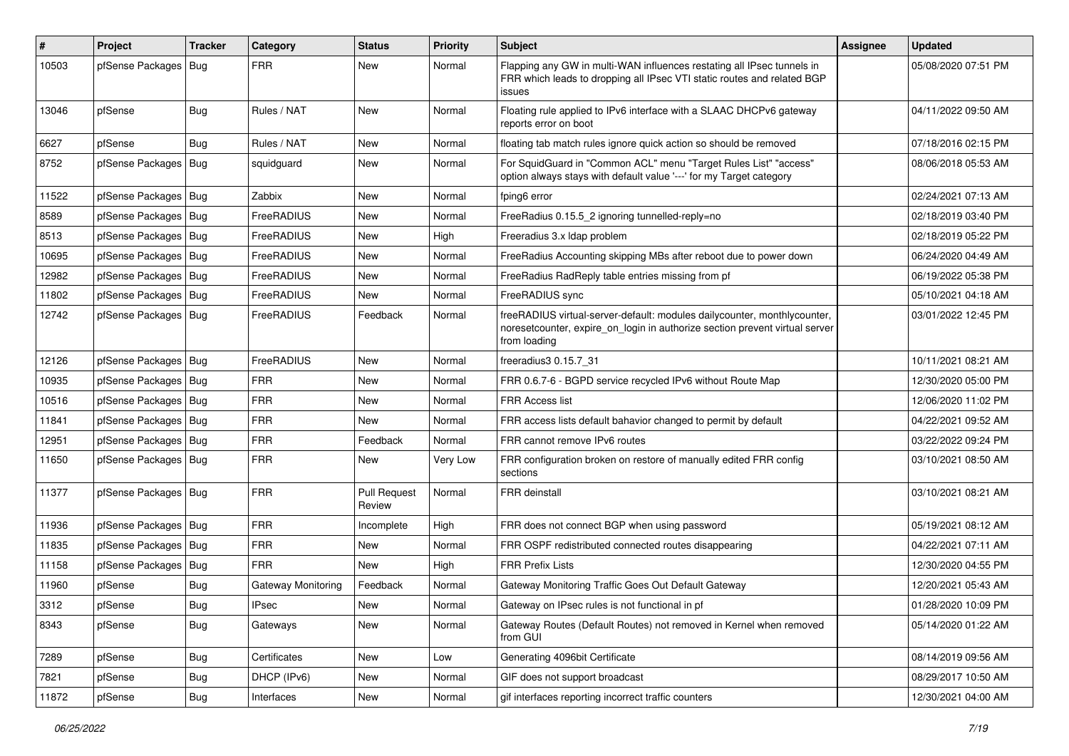| # | Project | Tracker | Category | Status | Priority | Subject | Assignee | Updated |
|---|---|---|---|---|---|---|---|---|
| 10503 | pfSense Packages | Bug | FRR | New | Normal | Flapping any GW in multi-WAN influences restating all IPsec tunnels in FRR which leads to dropping all IPsec VTI static routes and related BGP issues | | 05/08/2020 07:51 PM |
| 13046 | pfSense | Bug | Rules / NAT | New | Normal | Floating rule applied to IPv6 interface with a SLAAC DHCPv6 gateway reports error on boot | | 04/11/2022 09:50 AM |
| 6627 | pfSense | Bug | Rules / NAT | New | Normal | floating tab match rules ignore quick action so should be removed | | 07/18/2016 02:15 PM |
| 8752 | pfSense Packages | Bug | squidguard | New | Normal | For SquidGuard in "Common ACL" menu "Target Rules List" "access" option always stays with default value '---' for my Target category | | 08/06/2018 05:53 AM |
| 11522 | pfSense Packages | Bug | Zabbix | New | Normal | fping6 error | | 02/24/2021 07:13 AM |
| 8589 | pfSense Packages | Bug | FreeRADIUS | New | Normal | FreeRadius 0.15.5_2 ignoring tunnelled-reply=no | | 02/18/2019 03:40 PM |
| 8513 | pfSense Packages | Bug | FreeRADIUS | New | High | Freeradius 3.x ldap problem | | 02/18/2019 05:22 PM |
| 10695 | pfSense Packages | Bug | FreeRADIUS | New | Normal | FreeRadius Accounting skipping MBs after reboot due to power down | | 06/24/2020 04:49 AM |
| 12982 | pfSense Packages | Bug | FreeRADIUS | New | Normal | FreeRadius RadReply table entries missing from pf | | 06/19/2022 05:38 PM |
| 11802 | pfSense Packages | Bug | FreeRADIUS | New | Normal | FreeRADIUS sync | | 05/10/2021 04:18 AM |
| 12742 | pfSense Packages | Bug | FreeRADIUS | Feedback | Normal | freeRADIUS virtual-server-default: modules dailycounter, monthlycounter, noresetcounter, expire_on_login in authorize section prevent virtual server from loading | | 03/01/2022 12:45 PM |
| 12126 | pfSense Packages | Bug | FreeRADIUS | New | Normal | freeradius3 0.15.7_31 | | 10/11/2021 08:21 AM |
| 10935 | pfSense Packages | Bug | FRR | New | Normal | FRR 0.6.7-6 - BGPD service recycled IPv6 without Route Map | | 12/30/2020 05:00 PM |
| 10516 | pfSense Packages | Bug | FRR | New | Normal | FRR Access list | | 12/06/2020 11:02 PM |
| 11841 | pfSense Packages | Bug | FRR | New | Normal | FRR access lists default bahavior changed to permit by default | | 04/22/2021 09:52 AM |
| 12951 | pfSense Packages | Bug | FRR | Feedback | Normal | FRR cannot remove IPv6 routes | | 03/22/2022 09:24 PM |
| 11650 | pfSense Packages | Bug | FRR | New | Very Low | FRR configuration broken on restore of manually edited FRR config sections | | 03/10/2021 08:50 AM |
| 11377 | pfSense Packages | Bug | FRR | Pull Request Review | Normal | FRR deinstall | | 03/10/2021 08:21 AM |
| 11936 | pfSense Packages | Bug | FRR | Incomplete | High | FRR does not connect BGP when using password | | 05/19/2021 08:12 AM |
| 11835 | pfSense Packages | Bug | FRR | New | Normal | FRR OSPF redistributed connected routes disappearing | | 04/22/2021 07:11 AM |
| 11158 | pfSense Packages | Bug | FRR | New | High | FRR Prefix Lists | | 12/30/2020 04:55 PM |
| 11960 | pfSense | Bug | Gateway Monitoring | Feedback | Normal | Gateway Monitoring Traffic Goes Out Default Gateway | | 12/20/2021 05:43 AM |
| 3312 | pfSense | Bug | IPsec | New | Normal | Gateway on IPsec rules is not functional in pf | | 01/28/2020 10:09 PM |
| 8343 | pfSense | Bug | Gateways | New | Normal | Gateway Routes (Default Routes) not removed in Kernel when removed from GUI | | 05/14/2020 01:22 AM |
| 7289 | pfSense | Bug | Certificates | New | Low | Generating 4096bit Certificate | | 08/14/2019 09:56 AM |
| 7821 | pfSense | Bug | DHCP (IPv6) | New | Normal | GIF does not support broadcast | | 08/29/2017 10:50 AM |
| 11872 | pfSense | Bug | Interfaces | New | Normal | gif interfaces reporting incorrect traffic counters | | 12/30/2021 04:00 AM |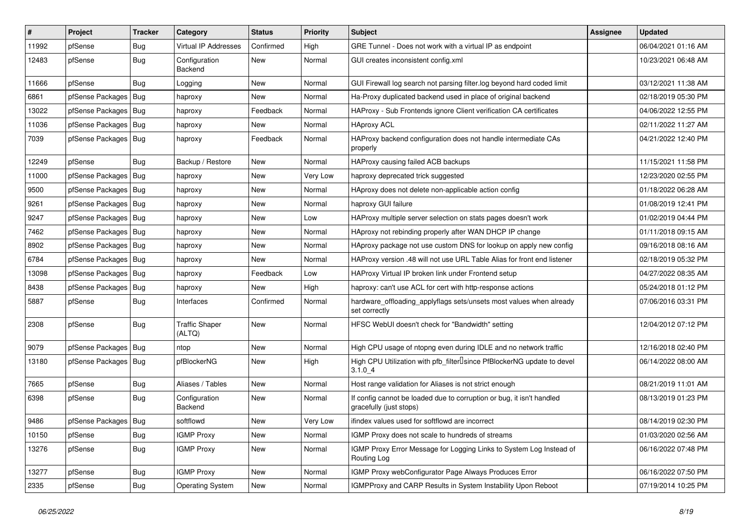| # | Project | Tracker | Category | Status | Priority | Subject | Assignee | Updated |
|---|---|---|---|---|---|---|---|---|
| 11992 | pfSense | Bug | Virtual IP Addresses | Confirmed | High | GRE Tunnel - Does not work with a virtual IP as endpoint | | 06/04/2021 01:16 AM |
| 12483 | pfSense | Bug | Configuration Backend | New | Normal | GUI creates inconsistent config.xml | | 10/23/2021 06:48 AM |
| 11666 | pfSense | Bug | Logging | New | Normal | GUI Firewall log search not parsing filter.log beyond hard coded limit | | 03/12/2021 11:38 AM |
| 6861 | pfSense Packages | Bug | haproxy | New | Normal | Ha-Proxy duplicated backend used in place of original backend | | 02/18/2019 05:30 PM |
| 13022 | pfSense Packages | Bug | haproxy | Feedback | Normal | HAProxy - Sub Frontends ignore Client verification CA certificates | | 04/06/2022 12:55 PM |
| 11036 | pfSense Packages | Bug | haproxy | New | Normal | HAproxy ACL | | 02/11/2022 11:27 AM |
| 7039 | pfSense Packages | Bug | haproxy | Feedback | Normal | HAProxy backend configuration does not handle intermediate CAs properly | | 04/21/2022 12:40 PM |
| 12249 | pfSense | Bug | Backup / Restore | New | Normal | HAProxy causing failed ACB backups | | 11/15/2021 11:58 PM |
| 11000 | pfSense Packages | Bug | haproxy | New | Very Low | haproxy deprecated trick suggested | | 12/23/2020 02:55 PM |
| 9500 | pfSense Packages | Bug | haproxy | New | Normal | HAproxy does not delete non-applicable action config | | 01/18/2022 06:28 AM |
| 9261 | pfSense Packages | Bug | haproxy | New | Normal | haproxy GUI failure | | 01/08/2019 12:41 PM |
| 9247 | pfSense Packages | Bug | haproxy | New | Low | HAProxy multiple server selection on stats pages doesn't work | | 01/02/2019 04:44 PM |
| 7462 | pfSense Packages | Bug | haproxy | New | Normal | HAproxy not rebinding properly after WAN DHCP IP change | | 01/11/2018 09:15 AM |
| 8902 | pfSense Packages | Bug | haproxy | New | Normal | HAproxy package not use custom DNS for lookup on apply new config | | 09/16/2018 08:16 AM |
| 6784 | pfSense Packages | Bug | haproxy | New | Normal | HAProxy version .48 will not use URL Table Alias for front end listener | | 02/18/2019 05:32 PM |
| 13098 | pfSense Packages | Bug | haproxy | Feedback | Low | HAProxy Virtual IP broken link under Frontend setup | | 04/27/2022 08:35 AM |
| 8438 | pfSense Packages | Bug | haproxy | New | High | haproxy: can't use ACL for cert with http-response actions | | 05/24/2018 01:12 PM |
| 5887 | pfSense | Bug | Interfaces | Confirmed | Normal | hardware_offloading_applyflags sets/unsets most values when already set correctly | | 07/06/2016 03:31 PM |
| 2308 | pfSense | Bug | Traffic Shaper (ALTQ) | New | Normal | HFSC WebUI doesn't check for "Bandwidth" setting | | 12/04/2012 07:12 PM |
| 9079 | pfSense Packages | Bug | ntop | New | Normal | High CPU usage of ntopng even during IDLE and no network traffic | | 12/16/2018 02:40 PM |
| 13180 | pfSense Packages | Bug | pfBlockerNG | New | High | High CPU Utilization with pfb_filter since PfBlockerNG update to devel 3.1.0_4 | | 06/14/2022 08:00 AM |
| 7665 | pfSense | Bug | Aliases / Tables | New | Normal | Host range validation for Aliases is not strict enough | | 08/21/2019 11:01 AM |
| 6398 | pfSense | Bug | Configuration Backend | New | Normal | If config cannot be loaded due to corruption or bug, it isn't handled gracefully (just stops) | | 08/13/2019 01:23 PM |
| 9486 | pfSense Packages | Bug | softflowd | New | Very Low | ifindex values used for softflowd are incorrect | | 08/14/2019 02:30 PM |
| 10150 | pfSense | Bug | IGMP Proxy | New | Normal | IGMP Proxy does not scale to hundreds of streams | | 01/03/2020 02:56 AM |
| 13276 | pfSense | Bug | IGMP Proxy | New | Normal | IGMP Proxy Error Message for Logging Links to System Log Instead of Routing Log | | 06/16/2022 07:48 PM |
| 13277 | pfSense | Bug | IGMP Proxy | New | Normal | IGMP Proxy webConfigurator Page Always Produces Error | | 06/16/2022 07:50 PM |
| 2335 | pfSense | Bug | Operating System | New | Normal | IGMPProxy and CARP Results in System Instability Upon Reboot | | 07/19/2014 10:25 PM |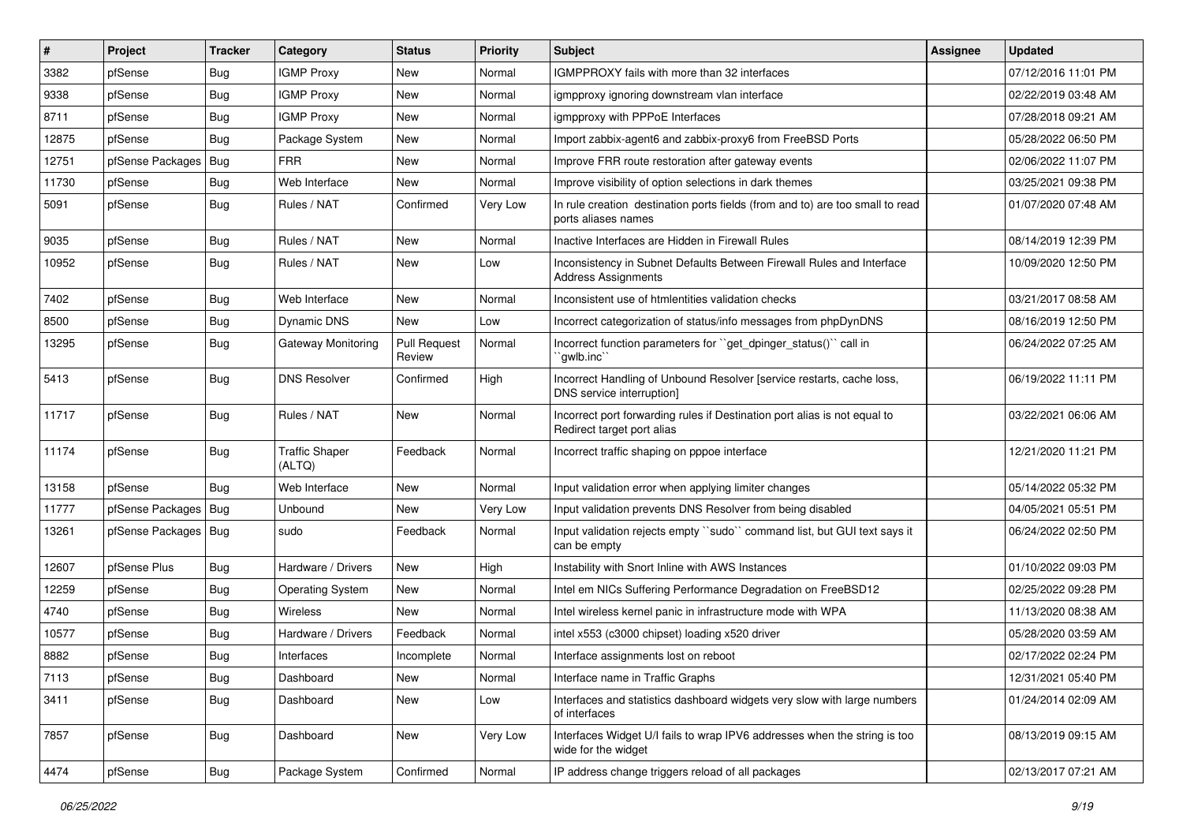| # | Project | Tracker | Category | Status | Priority | Subject | Assignee | Updated |
|---|---|---|---|---|---|---|---|---|
| 3382 | pfSense | Bug | IGMP Proxy | New | Normal | IGMPPROXY fails with more than 32 interfaces | | 07/12/2016 11:01 PM |
| 9338 | pfSense | Bug | IGMP Proxy | New | Normal | igmpproxy ignoring downstream vlan interface | | 02/22/2019 03:48 AM |
| 8711 | pfSense | Bug | IGMP Proxy | New | Normal | igmpproxy with PPPoE Interfaces | | 07/28/2018 09:21 AM |
| 12875 | pfSense | Bug | Package System | New | Normal | Import zabbix-agent6 and zabbix-proxy6 from FreeBSD Ports | | 05/28/2022 06:50 PM |
| 12751 | pfSense Packages | Bug | FRR | New | Normal | Improve FRR route restoration after gateway events | | 02/06/2022 11:07 PM |
| 11730 | pfSense | Bug | Web Interface | New | Normal | Improve visibility of option selections in dark themes | | 03/25/2021 09:38 PM |
| 5091 | pfSense | Bug | Rules / NAT | Confirmed | Very Low | In rule creation destination ports fields (from and to) are too small to read ports aliases names | | 01/07/2020 07:48 AM |
| 9035 | pfSense | Bug | Rules / NAT | New | Normal | Inactive Interfaces are Hidden in Firewall Rules | | 08/14/2019 12:39 PM |
| 10952 | pfSense | Bug | Rules / NAT | New | Low | Inconsistency in Subnet Defaults Between Firewall Rules and Interface Address Assignments | | 10/09/2020 12:50 PM |
| 7402 | pfSense | Bug | Web Interface | New | Normal | Inconsistent use of htmlentities validation checks | | 03/21/2017 08:58 AM |
| 8500 | pfSense | Bug | Dynamic DNS | New | Low | Incorrect categorization of status/info messages from phpDynDNS | | 08/16/2019 12:50 PM |
| 13295 | pfSense | Bug | Gateway Monitoring | Pull Request Review | Normal | Incorrect function parameters for ``get_dpinger_status()`` call in ``gwlb.inc`` | | 06/24/2022 07:25 AM |
| 5413 | pfSense | Bug | DNS Resolver | Confirmed | High | Incorrect Handling of Unbound Resolver [service restarts, cache loss, DNS service interruption] | | 06/19/2022 11:11 PM |
| 11717 | pfSense | Bug | Rules / NAT | New | Normal | Incorrect port forwarding rules if Destination port alias is not equal to Redirect target port alias | | 03/22/2021 06:06 AM |
| 11174 | pfSense | Bug | Traffic Shaper (ALTQ) | Feedback | Normal | Incorrect traffic shaping on pppoe interface | | 12/21/2020 11:21 PM |
| 13158 | pfSense | Bug | Web Interface | New | Normal | Input validation error when applying limiter changes | | 05/14/2022 05:32 PM |
| 11777 | pfSense Packages | Bug | Unbound | New | Very Low | Input validation prevents DNS Resolver from being disabled | | 04/05/2021 05:51 PM |
| 13261 | pfSense Packages | Bug | sudo | Feedback | Normal | Input validation rejects empty ``sudo`` command list, but GUI text says it can be empty | | 06/24/2022 02:50 PM |
| 12607 | pfSense Plus | Bug | Hardware / Drivers | New | High | Instability with Snort Inline with AWS Instances | | 01/10/2022 09:03 PM |
| 12259 | pfSense | Bug | Operating System | New | Normal | Intel em NICs Suffering Performance Degradation on FreeBSD12 | | 02/25/2022 09:28 PM |
| 4740 | pfSense | Bug | Wireless | New | Normal | Intel wireless kernel panic in infrastructure mode with WPA | | 11/13/2020 08:38 AM |
| 10577 | pfSense | Bug | Hardware / Drivers | Feedback | Normal | intel x553 (c3000 chipset) loading x520 driver | | 05/28/2020 03:59 AM |
| 8882 | pfSense | Bug | Interfaces | Incomplete | Normal | Interface assignments lost on reboot | | 02/17/2022 02:24 PM |
| 7113 | pfSense | Bug | Dashboard | New | Normal | Interface name in Traffic Graphs | | 12/31/2021 05:40 PM |
| 3411 | pfSense | Bug | Dashboard | New | Low | Interfaces and statistics dashboard widgets very slow with large numbers of interfaces | | 01/24/2014 02:09 AM |
| 7857 | pfSense | Bug | Dashboard | New | Very Low | Interfaces Widget U/I fails to wrap IPV6 addresses when the string is too wide for the widget | | 08/13/2019 09:15 AM |
| 4474 | pfSense | Bug | Package System | Confirmed | Normal | IP address change triggers reload of all packages | | 02/13/2017 07:21 AM |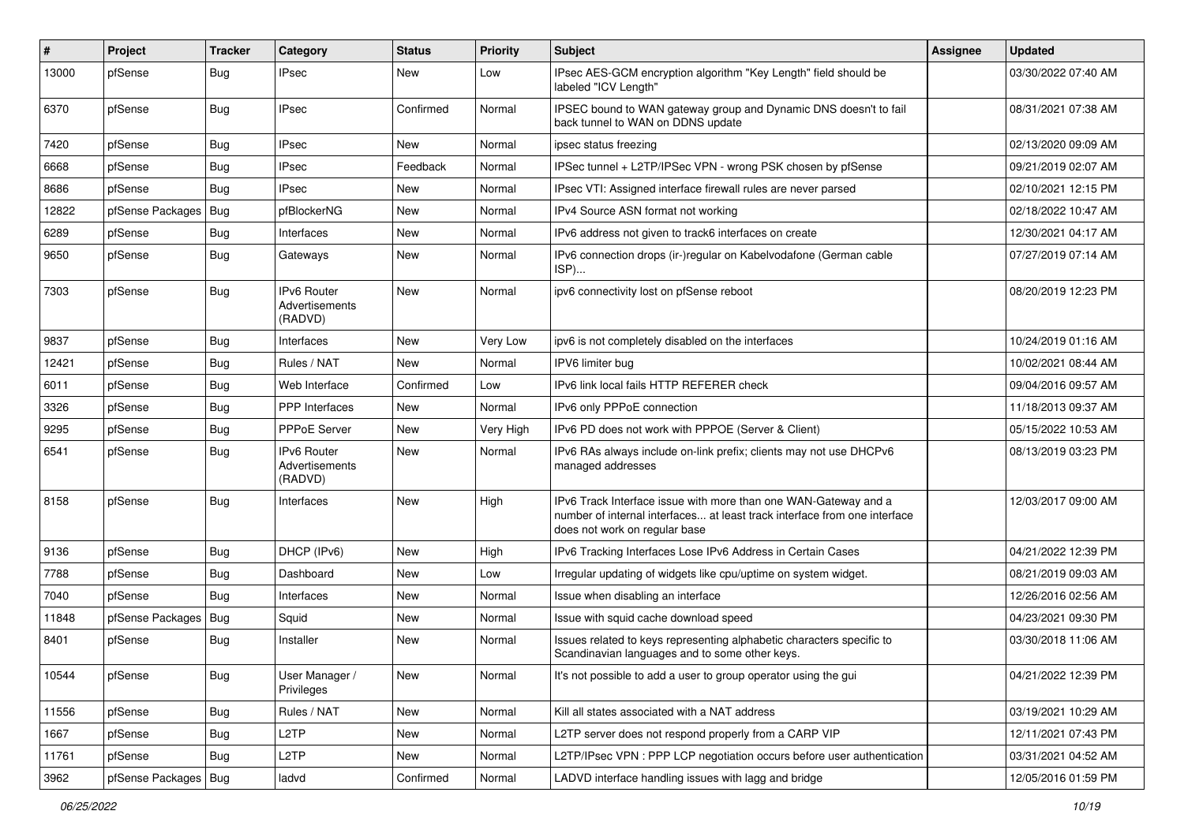| # | Project | Tracker | Category | Status | Priority | Subject | Assignee | Updated |
|---|---|---|---|---|---|---|---|---|
| 13000 | pfSense | Bug | IPsec | New | Low | IPsec AES-GCM encryption algorithm "Key Length" field should be labeled "ICV Length" | | 03/30/2022 07:40 AM |
| 6370 | pfSense | Bug | IPsec | Confirmed | Normal | IPSEC bound to WAN gateway group and Dynamic DNS doesn't to fail back tunnel to WAN on DDNS update | | 08/31/2021 07:38 AM |
| 7420 | pfSense | Bug | IPsec | New | Normal | ipsec status freezing | | 02/13/2020 09:09 AM |
| 6668 | pfSense | Bug | IPsec | Feedback | Normal | IPSec tunnel + L2TP/IPSec VPN - wrong PSK chosen by pfSense | | 09/21/2019 02:07 AM |
| 8686 | pfSense | Bug | IPsec | New | Normal | IPsec VTI: Assigned interface firewall rules are never parsed | | 02/10/2021 12:15 PM |
| 12822 | pfSense Packages | Bug | pfBlockerNG | New | Normal | IPv4 Source ASN format not working | | 02/18/2022 10:47 AM |
| 6289 | pfSense | Bug | Interfaces | New | Normal | IPv6 address not given to track6 interfaces on create | | 12/30/2021 04:17 AM |
| 9650 | pfSense | Bug | Gateways | New | Normal | IPv6 connection drops (ir-)regular on Kabelvodafone (German cable ISP)... | | 07/27/2019 07:14 AM |
| 7303 | pfSense | Bug | IPv6 Router Advertisements (RADVD) | New | Normal | ipv6 connectivity lost on pfSense reboot | | 08/20/2019 12:23 PM |
| 9837 | pfSense | Bug | Interfaces | New | Very Low | ipv6 is not completely disabled on the interfaces | | 10/24/2019 01:16 AM |
| 12421 | pfSense | Bug | Rules / NAT | New | Normal | IPV6 limiter bug | | 10/02/2021 08:44 AM |
| 6011 | pfSense | Bug | Web Interface | Confirmed | Low | IPv6 link local fails HTTP REFERER check | | 09/04/2016 09:57 AM |
| 3326 | pfSense | Bug | PPP Interfaces | New | Normal | IPv6 only PPPoE connection | | 11/18/2013 09:37 AM |
| 9295 | pfSense | Bug | PPPoE Server | New | Very High | IPv6 PD does not work with PPPOE (Server & Client) | | 05/15/2022 10:53 AM |
| 6541 | pfSense | Bug | IPv6 Router Advertisements (RADVD) | New | Normal | IPv6 RAs always include on-link prefix; clients may not use DHCPv6 managed addresses | | 08/13/2019 03:23 PM |
| 8158 | pfSense | Bug | Interfaces | New | High | IPv6 Track Interface issue with more than one WAN-Gateway and a number of internal interfaces... at least track interface from one interface does not work on regular base | | 12/03/2017 09:00 AM |
| 9136 | pfSense | Bug | DHCP (IPv6) | New | High | IPv6 Tracking Interfaces Lose IPv6 Address in Certain Cases | | 04/21/2022 12:39 PM |
| 7788 | pfSense | Bug | Dashboard | New | Low | Irregular updating of widgets like cpu/uptime on system widget. | | 08/21/2019 09:03 AM |
| 7040 | pfSense | Bug | Interfaces | New | Normal | Issue when disabling an interface | | 12/26/2016 02:56 AM |
| 11848 | pfSense Packages | Bug | Squid | New | Normal | Issue with squid cache download speed | | 04/23/2021 09:30 PM |
| 8401 | pfSense | Bug | Installer | New | Normal | Issues related to keys representing alphabetic characters specific to Scandinavian languages and to some other keys. | | 03/30/2018 11:06 AM |
| 10544 | pfSense | Bug | User Manager / Privileges | New | Normal | It's not possible to add a user to group operator using the gui | | 04/21/2022 12:39 PM |
| 11556 | pfSense | Bug | Rules / NAT | New | Normal | Kill all states associated with a NAT address | | 03/19/2021 10:29 AM |
| 1667 | pfSense | Bug | L2TP | New | Normal | L2TP server does not respond properly from a CARP VIP | | 12/11/2021 07:43 PM |
| 11761 | pfSense | Bug | L2TP | New | Normal | L2TP/IPsec VPN : PPP LCP negotiation occurs before user authentication | | 03/31/2021 04:52 AM |
| 3962 | pfSense Packages | Bug | ladvd | Confirmed | Normal | LADVD interface handling issues with lagg and bridge | | 12/05/2016 01:59 PM |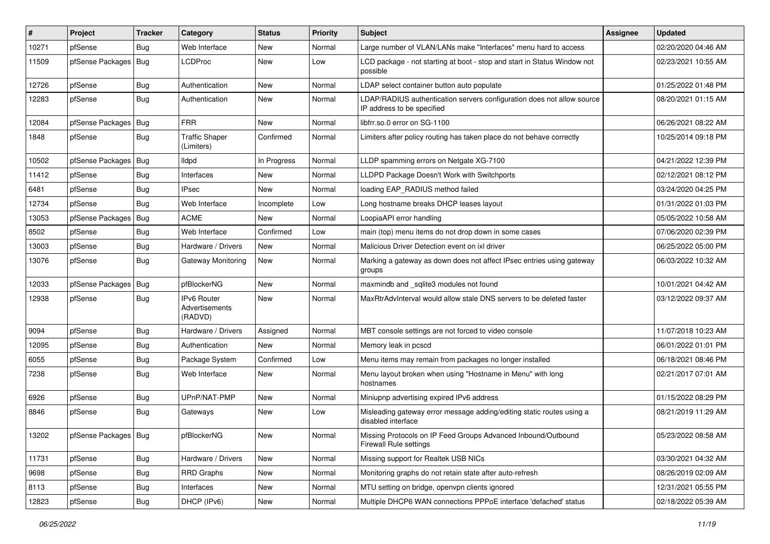| # | Project | Tracker | Category | Status | Priority | Subject | Assignee | Updated |
|---|---|---|---|---|---|---|---|---|
| 10271 | pfSense | Bug | Web Interface | New | Normal | Large number of VLAN/LANs make "Interfaces" menu hard to access | | 02/20/2020 04:46 AM |
| 11509 | pfSense Packages | Bug | LCDProc | New | Low | LCD package - not starting at boot - stop and start in Status Window not possible | | 02/23/2021 10:55 AM |
| 12726 | pfSense | Bug | Authentication | New | Normal | LDAP select container button auto populate | | 01/25/2022 01:48 PM |
| 12283 | pfSense | Bug | Authentication | New | Normal | LDAP/RADIUS authentication servers configuration does not allow source IP address to be specified | | 08/20/2021 01:15 AM |
| 12084 | pfSense Packages | Bug | FRR | New | Normal | libfrr.so.0 error on SG-1100 | | 06/26/2021 08:22 AM |
| 1848 | pfSense | Bug | Traffic Shaper (Limiters) | Confirmed | Normal | Limiters after policy routing has taken place do not behave correctly | | 10/25/2014 09:18 PM |
| 10502 | pfSense Packages | Bug | lldpd | In Progress | Normal | LLDP spamming errors on Netgate XG-7100 | | 04/21/2022 12:39 PM |
| 11412 | pfSense | Bug | Interfaces | New | Normal | LLDPD Package Doesn't Work with Switchports | | 02/12/2021 08:12 PM |
| 6481 | pfSense | Bug | IPsec | New | Normal | loading EAP_RADIUS method failed | | 03/24/2020 04:25 PM |
| 12734 | pfSense | Bug | Web Interface | Incomplete | Low | Long hostname breaks DHCP leases layout | | 01/31/2022 01:03 PM |
| 13053 | pfSense Packages | Bug | ACME | New | Normal | LoopiaAPI error handling | | 05/05/2022 10:58 AM |
| 8502 | pfSense | Bug | Web Interface | Confirmed | Low | main (top) menu items do not drop down in some cases | | 07/06/2020 02:39 PM |
| 13003 | pfSense | Bug | Hardware / Drivers | New | Normal | Malicious Driver Detection event on ixl driver | | 06/25/2022 05:00 PM |
| 13076 | pfSense | Bug | Gateway Monitoring | New | Normal | Marking a gateway as down does not affect IPsec entries using gateway groups | | 06/03/2022 10:32 AM |
| 12033 | pfSense Packages | Bug | pfBlockerNG | New | Normal | maxmindb and _sqlite3 modules not found | | 10/01/2021 04:42 AM |
| 12938 | pfSense | Bug | IPv6 Router Advertisements (RADVD) | New | Normal | MaxRtrAdvInterval would allow stale DNS servers to be deleted faster | | 03/12/2022 09:37 AM |
| 9094 | pfSense | Bug | Hardware / Drivers | Assigned | Normal | MBT console settings are not forced to video console | | 11/07/2018 10:23 AM |
| 12095 | pfSense | Bug | Authentication | New | Normal | Memory leak in pcscd | | 06/01/2022 01:01 PM |
| 6055 | pfSense | Bug | Package System | Confirmed | Low | Menu items may remain from packages no longer installed | | 06/18/2021 08:46 PM |
| 7238 | pfSense | Bug | Web Interface | New | Normal | Menu layout broken when using "Hostname in Menu" with long hostnames | | 02/21/2017 07:01 AM |
| 6926 | pfSense | Bug | UPnP/NAT-PMP | New | Normal | Miniupnp advertising expired IPv6 address | | 01/15/2022 08:29 PM |
| 8846 | pfSense | Bug | Gateways | New | Low | Misleading gateway error message adding/editing static routes using a disabled interface | | 08/21/2019 11:29 AM |
| 13202 | pfSense Packages | Bug | pfBlockerNG | New | Normal | Missing Protocols on IP Feed Groups Advanced Inbound/Outbound Firewall Rule settings | | 05/23/2022 08:58 AM |
| 11731 | pfSense | Bug | Hardware / Drivers | New | Normal | Missing support for Realtek USB NICs | | 03/30/2021 04:32 AM |
| 9698 | pfSense | Bug | RRD Graphs | New | Normal | Monitoring graphs do not retain state after auto-refresh | | 08/26/2019 02:09 AM |
| 8113 | pfSense | Bug | Interfaces | New | Normal | MTU setting on bridge, openvpn clients ignored | | 12/31/2021 05:55 PM |
| 12823 | pfSense | Bug | DHCP (IPv6) | New | Normal | Multiple DHCP6 WAN connections PPPoE interface 'defached' status | | 02/18/2022 05:39 AM |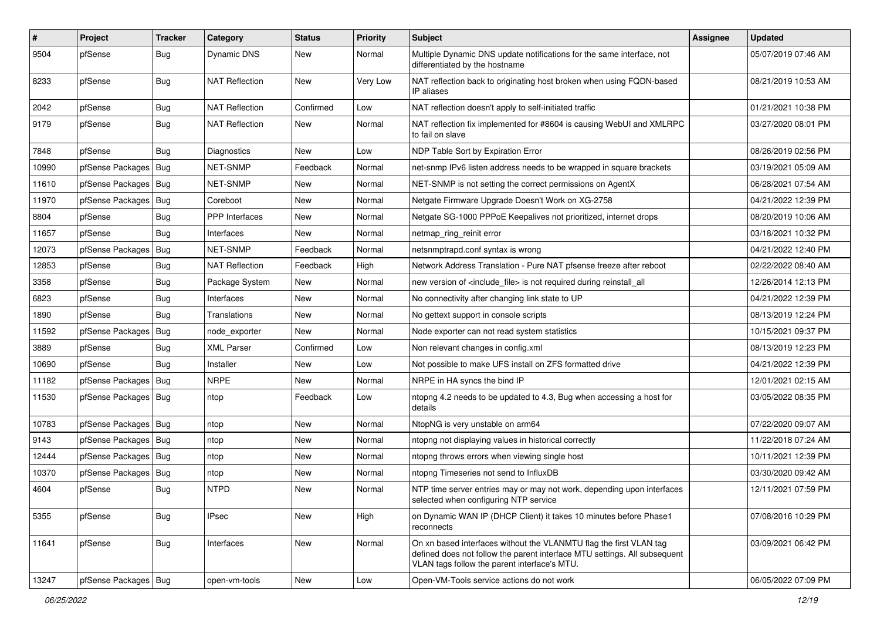| # | Project | Tracker | Category | Status | Priority | Subject | Assignee | Updated |
|---|---|---|---|---|---|---|---|---|
| 9504 | pfSense | Bug | Dynamic DNS | New | Normal | Multiple Dynamic DNS update notifications for the same interface, not differentiated by the hostname | | 05/07/2019 07:46 AM |
| 8233 | pfSense | Bug | NAT Reflection | New | Very Low | NAT reflection back to originating host broken when using FQDN-based IP aliases | | 08/21/2019 10:53 AM |
| 2042 | pfSense | Bug | NAT Reflection | Confirmed | Low | NAT reflection doesn't apply to self-initiated traffic | | 01/21/2021 10:38 PM |
| 9179 | pfSense | Bug | NAT Reflection | New | Normal | NAT reflection fix implemented for #8604 is causing WebUI and XMLRPC to fail on slave | | 03/27/2020 08:01 PM |
| 7848 | pfSense | Bug | Diagnostics | New | Low | NDP Table Sort by Expiration Error | | 08/26/2019 02:56 PM |
| 10990 | pfSense Packages | Bug | NET-SNMP | Feedback | Normal | net-snmp IPv6 listen address needs to be wrapped in square brackets | | 03/19/2021 05:09 AM |
| 11610 | pfSense Packages | Bug | NET-SNMP | New | Normal | NET-SNMP is not setting the correct permissions on AgentX | | 06/28/2021 07:54 AM |
| 11970 | pfSense Packages | Bug | Coreboot | New | Normal | Netgate Firmware Upgrade Doesn't Work on XG-2758 | | 04/21/2022 12:39 PM |
| 8804 | pfSense | Bug | PPP Interfaces | New | Normal | Netgate SG-1000 PPPoE Keepalives not prioritized, internet drops | | 08/20/2019 10:06 AM |
| 11657 | pfSense | Bug | Interfaces | New | Normal | netmap_ring_reinit error | | 03/18/2021 10:32 PM |
| 12073 | pfSense Packages | Bug | NET-SNMP | Feedback | Normal | netsnmptrapd.conf syntax is wrong | | 04/21/2022 12:40 PM |
| 12853 | pfSense | Bug | NAT Reflection | Feedback | High | Network Address Translation - Pure NAT pfsense freeze after reboot | | 02/22/2022 08:40 AM |
| 3358 | pfSense | Bug | Package System | New | Normal | new version of <include_file> is not required during reinstall_all | | 12/26/2014 12:13 PM |
| 6823 | pfSense | Bug | Interfaces | New | Normal | No connectivity after changing link state to UP | | 04/21/2022 12:39 PM |
| 1890 | pfSense | Bug | Translations | New | Normal | No gettext support in console scripts | | 08/13/2019 12:24 PM |
| 11592 | pfSense Packages | Bug | node_exporter | New | Normal | Node exporter can not read system statistics | | 10/15/2021 09:37 PM |
| 3889 | pfSense | Bug | XML Parser | Confirmed | Low | Non relevant changes in config.xml | | 08/13/2019 12:23 PM |
| 10690 | pfSense | Bug | Installer | New | Low | Not possible to make UFS install on ZFS formatted drive | | 04/21/2022 12:39 PM |
| 11182 | pfSense Packages | Bug | NRPE | New | Normal | NRPE in HA syncs the bind IP | | 12/01/2021 02:15 AM |
| 11530 | pfSense Packages | Bug | ntop | Feedback | Low | ntopng 4.2 needs to be updated to 4.3, Bug when accessing a host for details | | 03/05/2022 08:35 PM |
| 10783 | pfSense Packages | Bug | ntop | New | Normal | NtopNG is very unstable on arm64 | | 07/22/2020 09:07 AM |
| 9143 | pfSense Packages | Bug | ntop | New | Normal | ntopng not displaying values in historical correctly | | 11/22/2018 07:24 AM |
| 12444 | pfSense Packages | Bug | ntop | New | Normal | ntopng throws errors when viewing single host | | 10/11/2021 12:39 PM |
| 10370 | pfSense Packages | Bug | ntop | New | Normal | ntopng Timeseries not send to InfluxDB | | 03/30/2020 09:42 AM |
| 4604 | pfSense | Bug | NTPD | New | Normal | NTP time server entries may or may not work, depending upon interfaces selected when configuring NTP service | | 12/11/2021 07:59 PM |
| 5355 | pfSense | Bug | IPsec | New | High | on Dynamic WAN IP (DHCP Client) it takes 10 minutes before Phase1 reconnects | | 07/08/2016 10:29 PM |
| 11641 | pfSense | Bug | Interfaces | New | Normal | On xn based interfaces without the VLANMTU flag the first VLAN tag defined does not follow the parent interface MTU settings. All subsequent VLAN tags follow the parent interface's MTU. | | 03/09/2021 06:42 PM |
| 13247 | pfSense Packages | Bug | open-vm-tools | New | Low | Open-VM-Tools service actions do not work | | 06/05/2022 07:09 PM |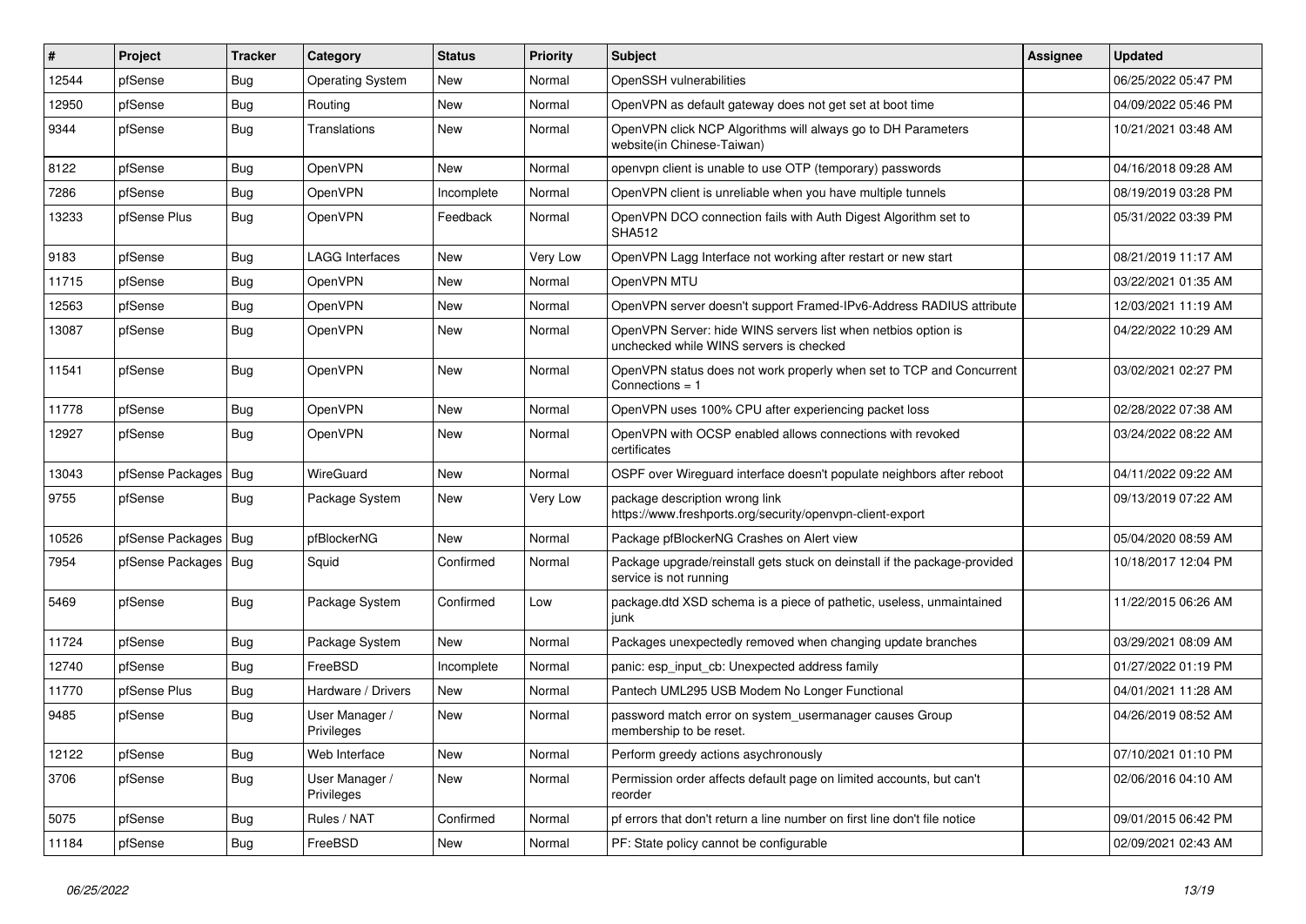| # | Project | Tracker | Category | Status | Priority | Subject | Assignee | Updated |
|---|---|---|---|---|---|---|---|---|
| 12544 | pfSense | Bug | Operating System | New | Normal | OpenSSH vulnerabilities | | 06/25/2022 05:47 PM |
| 12950 | pfSense | Bug | Routing | New | Normal | OpenVPN as default gateway does not get set at boot time | | 04/09/2022 05:46 PM |
| 9344 | pfSense | Bug | Translations | New | Normal | OpenVPN click NCP Algorithms will always go to DH Parameters website(in Chinese-Taiwan) | | 10/21/2021 03:48 AM |
| 8122 | pfSense | Bug | OpenVPN | New | Normal | openvpn client is unable to use OTP (temporary) passwords | | 04/16/2018 09:28 AM |
| 7286 | pfSense | Bug | OpenVPN | Incomplete | Normal | OpenVPN client is unreliable when you have multiple tunnels | | 08/19/2019 03:28 PM |
| 13233 | pfSense Plus | Bug | OpenVPN | Feedback | Normal | OpenVPN DCO connection fails with Auth Digest Algorithm set to SHA512 | | 05/31/2022 03:39 PM |
| 9183 | pfSense | Bug | LAGG Interfaces | New | Very Low | OpenVPN Lagg Interface not working after restart or new start | | 08/21/2019 11:17 AM |
| 11715 | pfSense | Bug | OpenVPN | New | Normal | OpenVPN MTU | | 03/22/2021 01:35 AM |
| 12563 | pfSense | Bug | OpenVPN | New | Normal | OpenVPN server doesn't support Framed-IPv6-Address RADIUS attribute | | 12/03/2021 11:19 AM |
| 13087 | pfSense | Bug | OpenVPN | New | Normal | OpenVPN Server: hide WINS servers list when netbios option is unchecked while WINS servers is checked | | 04/22/2022 10:29 AM |
| 11541 | pfSense | Bug | OpenVPN | New | Normal | OpenVPN status does not work properly when set to TCP and Concurrent Connections = 1 | | 03/02/2021 02:27 PM |
| 11778 | pfSense | Bug | OpenVPN | New | Normal | OpenVPN uses 100% CPU after experiencing packet loss | | 02/28/2022 07:38 AM |
| 12927 | pfSense | Bug | OpenVPN | New | Normal | OpenVPN with OCSP enabled allows connections with revoked certificates | | 03/24/2022 08:22 AM |
| 13043 | pfSense Packages | Bug | WireGuard | New | Normal | OSPF over Wireguard interface doesn't populate neighbors after reboot | | 04/11/2022 09:22 AM |
| 9755 | pfSense | Bug | Package System | New | Very Low | package description wrong link https://www.freshports.org/security/openvpn-client-export | | 09/13/2019 07:22 AM |
| 10526 | pfSense Packages | Bug | pfBlockerNG | New | Normal | Package pfBlockerNG Crashes on Alert view | | 05/04/2020 08:59 AM |
| 7954 | pfSense Packages | Bug | Squid | Confirmed | Normal | Package upgrade/reinstall gets stuck on deinstall if the package-provided service is not running | | 10/18/2017 12:04 PM |
| 5469 | pfSense | Bug | Package System | Confirmed | Low | package.dtd XSD schema is a piece of pathetic, useless, unmaintained junk | | 11/22/2015 06:26 AM |
| 11724 | pfSense | Bug | Package System | New | Normal | Packages unexpectedly removed when changing update branches | | 03/29/2021 08:09 AM |
| 12740 | pfSense | Bug | FreeBSD | Incomplete | Normal | panic: esp_input_cb: Unexpected address family | | 01/27/2022 01:19 PM |
| 11770 | pfSense Plus | Bug | Hardware / Drivers | New | Normal | Pantech UML295 USB Modem No Longer Functional | | 04/01/2021 11:28 AM |
| 9485 | pfSense | Bug | User Manager / Privileges | New | Normal | password match error on system_usermanager causes Group membership to be reset. | | 04/26/2019 08:52 AM |
| 12122 | pfSense | Bug | Web Interface | New | Normal | Perform greedy actions asychronously | | 07/10/2021 01:10 PM |
| 3706 | pfSense | Bug | User Manager / Privileges | New | Normal | Permission order affects default page on limited accounts, but can't reorder | | 02/06/2016 04:10 AM |
| 5075 | pfSense | Bug | Rules / NAT | Confirmed | Normal | pf errors that don't return a line number on first line don't file notice | | 09/01/2015 06:42 PM |
| 11184 | pfSense | Bug | FreeBSD | New | Normal | PF: State policy cannot be configurable | | 02/09/2021 02:43 AM |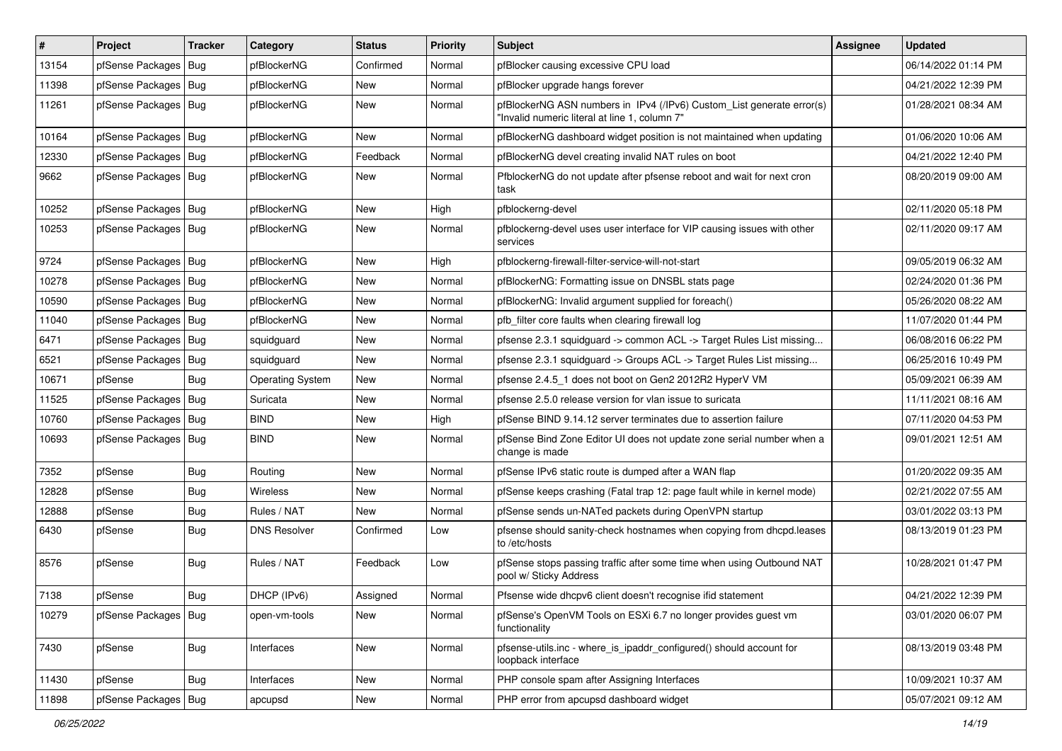| # | Project | Tracker | Category | Status | Priority | Subject | Assignee | Updated |
|---|---|---|---|---|---|---|---|---|
| 13154 | pfSense Packages | Bug | pfBlockerNG | Confirmed | Normal | pfBlocker causing excessive CPU load | | 06/14/2022 01:14 PM |
| 11398 | pfSense Packages | Bug | pfBlockerNG | New | Normal | pfBlocker upgrade hangs forever | | 04/21/2022 12:39 PM |
| 11261 | pfSense Packages | Bug | pfBlockerNG | New | Normal | pfBlockerNG ASN numbers in IPv4 (/IPv6) Custom_List generate error(s) "Invalid numeric literal at line 1, column 7" | | 01/28/2021 08:34 AM |
| 10164 | pfSense Packages | Bug | pfBlockerNG | New | Normal | pfBlockerNG dashboard widget position is not maintained when updating | | 01/06/2020 10:06 AM |
| 12330 | pfSense Packages | Bug | pfBlockerNG | Feedback | Normal | pfBlockerNG devel creating invalid NAT rules on boot | | 04/21/2022 12:40 PM |
| 9662 | pfSense Packages | Bug | pfBlockerNG | New | Normal | PfblockerNG do not update after pfsense reboot and wait for next cron task | | 08/20/2019 09:00 AM |
| 10252 | pfSense Packages | Bug | pfBlockerNG | New | High | pfblockerng-devel | | 02/11/2020 05:18 PM |
| 10253 | pfSense Packages | Bug | pfBlockerNG | New | Normal | pfblockerng-devel uses user interface for VIP causing issues with other services | | 02/11/2020 09:17 AM |
| 9724 | pfSense Packages | Bug | pfBlockerNG | New | High | pfblockerng-firewall-filter-service-will-not-start | | 09/05/2019 06:32 AM |
| 10278 | pfSense Packages | Bug | pfBlockerNG | New | Normal | pfBlockerNG: Formatting issue on DNSBL stats page | | 02/24/2020 01:36 PM |
| 10590 | pfSense Packages | Bug | pfBlockerNG | New | Normal | pfBlockerNG: Invalid argument supplied for foreach() | | 05/26/2020 08:22 AM |
| 11040 | pfSense Packages | Bug | pfBlockerNG | New | Normal | pfb_filter core faults when clearing firewall log | | 11/07/2020 01:44 PM |
| 6471 | pfSense Packages | Bug | squidguard | New | Normal | pfsense 2.3.1 squidguard -> common ACL -> Target Rules List missing... | | 06/08/2016 06:22 PM |
| 6521 | pfSense Packages | Bug | squidguard | New | Normal | pfsense 2.3.1 squidguard -> Groups ACL -> Target Rules List missing... | | 06/25/2016 10:49 PM |
| 10671 | pfSense | Bug | Operating System | New | Normal | pfsense 2.4.5_1 does not boot on Gen2 2012R2 HyperV VM | | 05/09/2021 06:39 AM |
| 11525 | pfSense Packages | Bug | Suricata | New | Normal | pfsense 2.5.0 release version for vlan issue to suricata | | 11/11/2021 08:16 AM |
| 10760 | pfSense Packages | Bug | BIND | New | High | pfSense BIND 9.14.12 server terminates due to assertion failure | | 07/11/2020 04:53 PM |
| 10693 | pfSense Packages | Bug | BIND | New | Normal | pfSense Bind Zone Editor UI does not update zone serial number when a change is made | | 09/01/2021 12:51 AM |
| 7352 | pfSense | Bug | Routing | New | Normal | pfSense IPv6 static route is dumped after a WAN flap | | 01/20/2022 09:35 AM |
| 12828 | pfSense | Bug | Wireless | New | Normal | pfSense keeps crashing (Fatal trap 12: page fault while in kernel mode) | | 02/21/2022 07:55 AM |
| 12888 | pfSense | Bug | Rules / NAT | New | Normal | pfSense sends un-NATed packets during OpenVPN startup | | 03/01/2022 03:13 PM |
| 6430 | pfSense | Bug | DNS Resolver | Confirmed | Low | pfsense should sanity-check hostnames when copying from dhcpd.leases to /etc/hosts | | 08/13/2019 01:23 PM |
| 8576 | pfSense | Bug | Rules / NAT | Feedback | Low | pfSense stops passing traffic after some time when using Outbound NAT pool w/ Sticky Address | | 10/28/2021 01:47 PM |
| 7138 | pfSense | Bug | DHCP (IPv6) | Assigned | Normal | Pfsense wide dhcpv6 client doesn't recognise ifid statement | | 04/21/2022 12:39 PM |
| 10279 | pfSense Packages | Bug | open-vm-tools | New | Normal | pfSense's OpenVM Tools on ESXi 6.7 no longer provides guest vm functionality | | 03/01/2020 06:07 PM |
| 7430 | pfSense | Bug | Interfaces | New | Normal | pfsense-utils.inc - where_is_ipaddr_configured() should account for loopback interface | | 08/13/2019 03:48 PM |
| 11430 | pfSense | Bug | Interfaces | New | Normal | PHP console spam after Assigning Interfaces | | 10/09/2021 10:37 AM |
| 11898 | pfSense Packages | Bug | apcupsd | New | Normal | PHP error from apcupsd dashboard widget | | 05/07/2021 09:12 AM |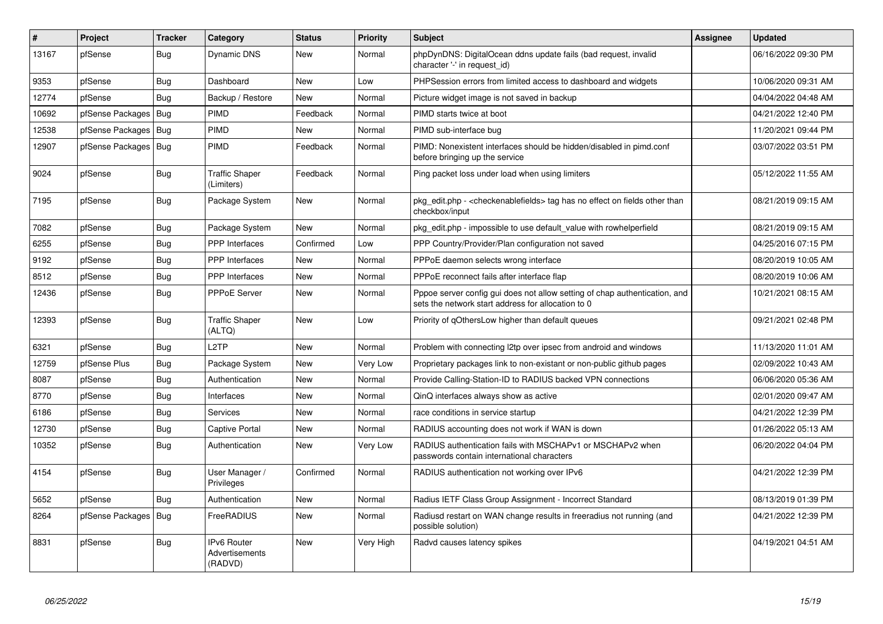| # | Project | Tracker | Category | Status | Priority | Subject | Assignee | Updated |
|---|---|---|---|---|---|---|---|---|
| 13167 | pfSense | Bug | Dynamic DNS | New | Normal | phpDynDNS: DigitalOcean ddns update fails (bad request, invalid character '-' in request_id) | | 06/16/2022 09:30 PM |
| 9353 | pfSense | Bug | Dashboard | New | Low | PHPSession errors from limited access to dashboard and widgets | | 10/06/2020 09:31 AM |
| 12774 | pfSense | Bug | Backup / Restore | New | Normal | Picture widget image is not saved in backup | | 04/04/2022 04:48 AM |
| 10692 | pfSense Packages | Bug | PIMD | Feedback | Normal | PIMD starts twice at boot | | 04/21/2022 12:40 PM |
| 12538 | pfSense Packages | Bug | PIMD | New | Normal | PIMD sub-interface bug | | 11/20/2021 09:44 PM |
| 12907 | pfSense Packages | Bug | PIMD | Feedback | Normal | PIMD: Nonexistent interfaces should be hidden/disabled in pimd.conf before bringing up the service | | 03/07/2022 03:51 PM |
| 9024 | pfSense | Bug | Traffic Shaper (Limiters) | Feedback | Normal | Ping packet loss under load when using limiters | | 05/12/2022 11:55 AM |
| 7195 | pfSense | Bug | Package System | New | Normal | pkg_edit.php - <checkenablefields> tag has no effect on fields other than checkbox/input | | 08/21/2019 09:15 AM |
| 7082 | pfSense | Bug | Package System | New | Normal | pkg_edit.php - impossible to use default_value with rowhelperfield | | 08/21/2019 09:15 AM |
| 6255 | pfSense | Bug | PPP Interfaces | Confirmed | Low | PPP Country/Provider/Plan configuration not saved | | 04/25/2016 07:15 PM |
| 9192 | pfSense | Bug | PPP Interfaces | New | Normal | PPPoE daemon selects wrong interface | | 08/20/2019 10:05 AM |
| 8512 | pfSense | Bug | PPP Interfaces | New | Normal | PPPoE reconnect fails after interface flap | | 08/20/2019 10:06 AM |
| 12436 | pfSense | Bug | PPPoE Server | New | Normal | Pppoe server config gui does not allow setting of chap authentication, and sets the network start address for allocation to 0 | | 10/21/2021 08:15 AM |
| 12393 | pfSense | Bug | Traffic Shaper (ALTQ) | New | Low | Priority of qOthersLow higher than default queues | | 09/21/2021 02:48 PM |
| 6321 | pfSense | Bug | L2TP | New | Normal | Problem with connecting l2tp over ipsec from android and windows | | 11/13/2020 11:01 AM |
| 12759 | pfSense Plus | Bug | Package System | New | Very Low | Proprietary packages link to non-existant or non-public github pages | | 02/09/2022 10:43 AM |
| 8087 | pfSense | Bug | Authentication | New | Normal | Provide Calling-Station-ID to RADIUS backed VPN connections | | 06/06/2020 05:36 AM |
| 8770 | pfSense | Bug | Interfaces | New | Normal | QinQ interfaces always show as active | | 02/01/2020 09:47 AM |
| 6186 | pfSense | Bug | Services | New | Normal | race conditions in service startup | | 04/21/2022 12:39 PM |
| 12730 | pfSense | Bug | Captive Portal | New | Normal | RADIUS accounting does not work if WAN is down | | 01/26/2022 05:13 AM |
| 10352 | pfSense | Bug | Authentication | New | Very Low | RADIUS authentication fails with MSCHAPv1 or MSCHAPv2 when passwords contain international characters | | 06/20/2022 04:04 PM |
| 4154 | pfSense | Bug | User Manager / Privileges | Confirmed | Normal | RADIUS authentication not working over IPv6 | | 04/21/2022 12:39 PM |
| 5652 | pfSense | Bug | Authentication | New | Normal | Radius IETF Class Group Assignment - Incorrect Standard | | 08/13/2019 01:39 PM |
| 8264 | pfSense Packages | Bug | FreeRADIUS | New | Normal | Radiusd restart on WAN change results in freeradius not running (and possible solution) | | 04/21/2022 12:39 PM |
| 8831 | pfSense | Bug | IPv6 Router Advertisements (RADVD) | New | Very High | Radvd causes latency spikes | | 04/19/2021 04:51 AM |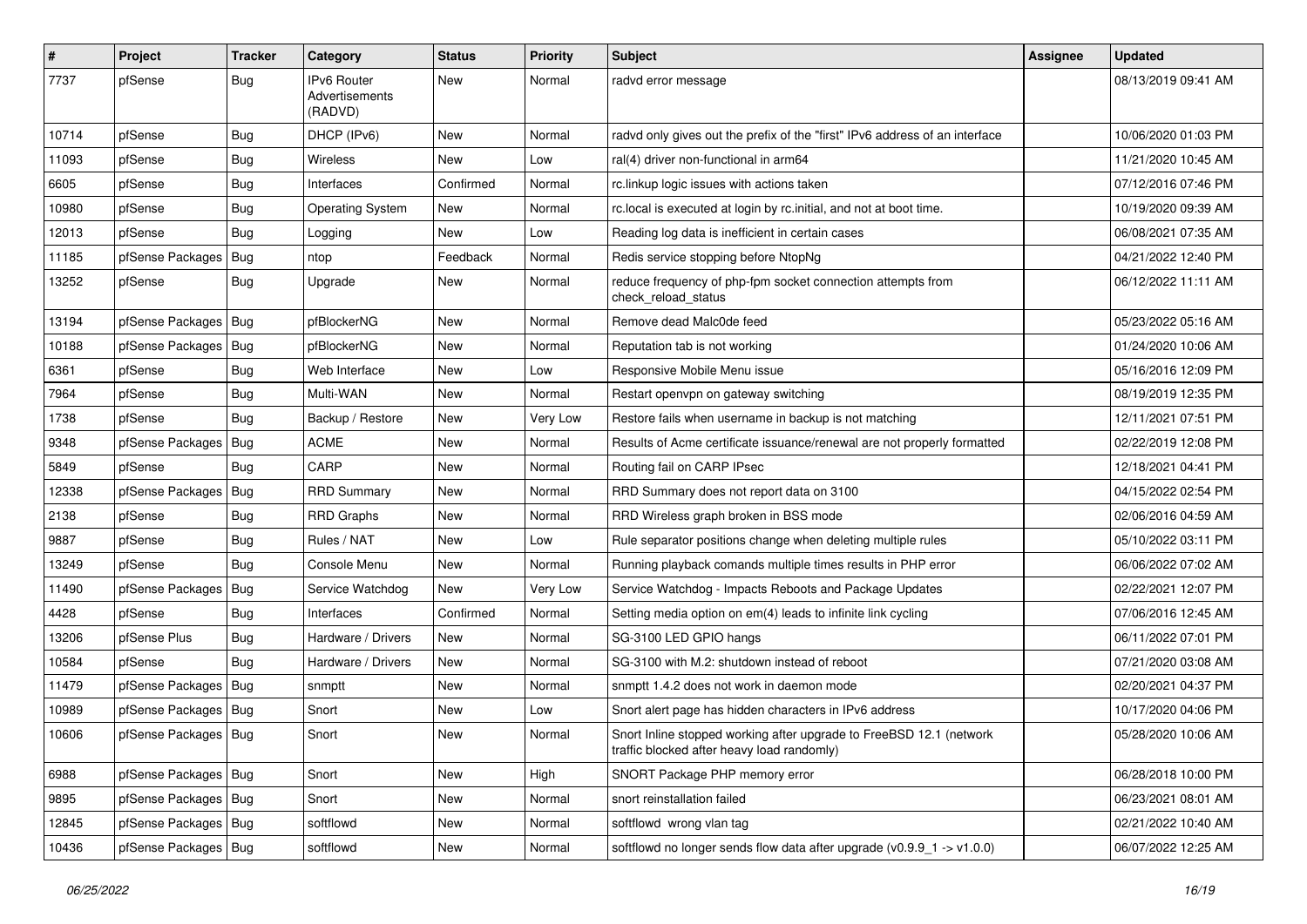| # | Project | Tracker | Category | Status | Priority | Subject | Assignee | Updated |
|---|---|---|---|---|---|---|---|---|
| 7737 | pfSense | Bug | IPv6 Router Advertisements (RADVD) | New | Normal | radvd error message | | 08/13/2019 09:41 AM |
| 10714 | pfSense | Bug | DHCP (IPv6) | New | Normal | radvd only gives out the prefix of the "first" IPv6 address of an interface | | 10/06/2020 01:03 PM |
| 11093 | pfSense | Bug | Wireless | New | Low | ral(4) driver non-functional in arm64 | | 11/21/2020 10:45 AM |
| 6605 | pfSense | Bug | Interfaces | Confirmed | Normal | rc.linkup logic issues with actions taken | | 07/12/2016 07:46 PM |
| 10980 | pfSense | Bug | Operating System | New | Normal | rc.local is executed at login by rc.initial, and not at boot time. | | 10/19/2020 09:39 AM |
| 12013 | pfSense | Bug | Logging | New | Low | Reading log data is inefficient in certain cases | | 06/08/2021 07:35 AM |
| 11185 | pfSense Packages | Bug | ntop | Feedback | Normal | Redis service stopping before NtopNg | | 04/21/2022 12:40 PM |
| 13252 | pfSense | Bug | Upgrade | New | Normal | reduce frequency of php-fpm socket connection attempts from check_reload_status | | 06/12/2022 11:11 AM |
| 13194 | pfSense Packages | Bug | pfBlockerNG | New | Normal | Remove dead Malc0de feed | | 05/23/2022 05:16 AM |
| 10188 | pfSense Packages | Bug | pfBlockerNG | New | Normal | Reputation tab is not working | | 01/24/2020 10:06 AM |
| 6361 | pfSense | Bug | Web Interface | New | Low | Responsive Mobile Menu issue | | 05/16/2016 12:09 PM |
| 7964 | pfSense | Bug | Multi-WAN | New | Normal | Restart openvpn on gateway switching | | 08/19/2019 12:35 PM |
| 1738 | pfSense | Bug | Backup / Restore | New | Very Low | Restore fails when username in backup is not matching | | 12/11/2021 07:51 PM |
| 9348 | pfSense Packages | Bug | ACME | New | Normal | Results of Acme certificate issuance/renewal are not properly formatted | | 02/22/2019 12:08 PM |
| 5849 | pfSense | Bug | CARP | New | Normal | Routing fail on CARP IPsec | | 12/18/2021 04:41 PM |
| 12338 | pfSense Packages | Bug | RRD Summary | New | Normal | RRD Summary does not report data on 3100 | | 04/15/2022 02:54 PM |
| 2138 | pfSense | Bug | RRD Graphs | New | Normal | RRD Wireless graph broken in BSS mode | | 02/06/2016 04:59 AM |
| 9887 | pfSense | Bug | Rules / NAT | New | Low | Rule separator positions change when deleting multiple rules | | 05/10/2022 03:11 PM |
| 13249 | pfSense | Bug | Console Menu | New | Normal | Running playback comands multiple times results in PHP error | | 06/06/2022 07:02 AM |
| 11490 | pfSense Packages | Bug | Service Watchdog | New | Very Low | Service Watchdog - Impacts Reboots and Package Updates | | 02/22/2021 12:07 PM |
| 4428 | pfSense | Bug | Interfaces | Confirmed | Normal | Setting media option on em(4) leads to infinite link cycling | | 07/06/2016 12:45 AM |
| 13206 | pfSense Plus | Bug | Hardware / Drivers | New | Normal | SG-3100 LED GPIO hangs | | 06/11/2022 07:01 PM |
| 10584 | pfSense | Bug | Hardware / Drivers | New | Normal | SG-3100 with M.2: shutdown instead of reboot | | 07/21/2020 03:08 AM |
| 11479 | pfSense Packages | Bug | snmptt | New | Normal | snmptt 1.4.2 does not work in daemon mode | | 02/20/2021 04:37 PM |
| 10989 | pfSense Packages | Bug | Snort | New | Low | Snort alert page has hidden characters in IPv6 address | | 10/17/2020 04:06 PM |
| 10606 | pfSense Packages | Bug | Snort | New | Normal | Snort Inline stopped working after upgrade to FreeBSD 12.1 (network traffic blocked after heavy load randomly) | | 05/28/2020 10:06 AM |
| 6988 | pfSense Packages | Bug | Snort | New | High | SNORT Package PHP memory error | | 06/28/2018 10:00 PM |
| 9895 | pfSense Packages | Bug | Snort | New | Normal | snort reinstallation failed | | 06/23/2021 08:01 AM |
| 12845 | pfSense Packages | Bug | softflowd | New | Normal | softflowd wrong vlan tag | | 02/21/2022 10:40 AM |
| 10436 | pfSense Packages | Bug | softflowd | New | Normal | softflowd no longer sends flow data after upgrade (v0.9.9_1 -> v1.0.0) | | 06/07/2022 12:25 AM |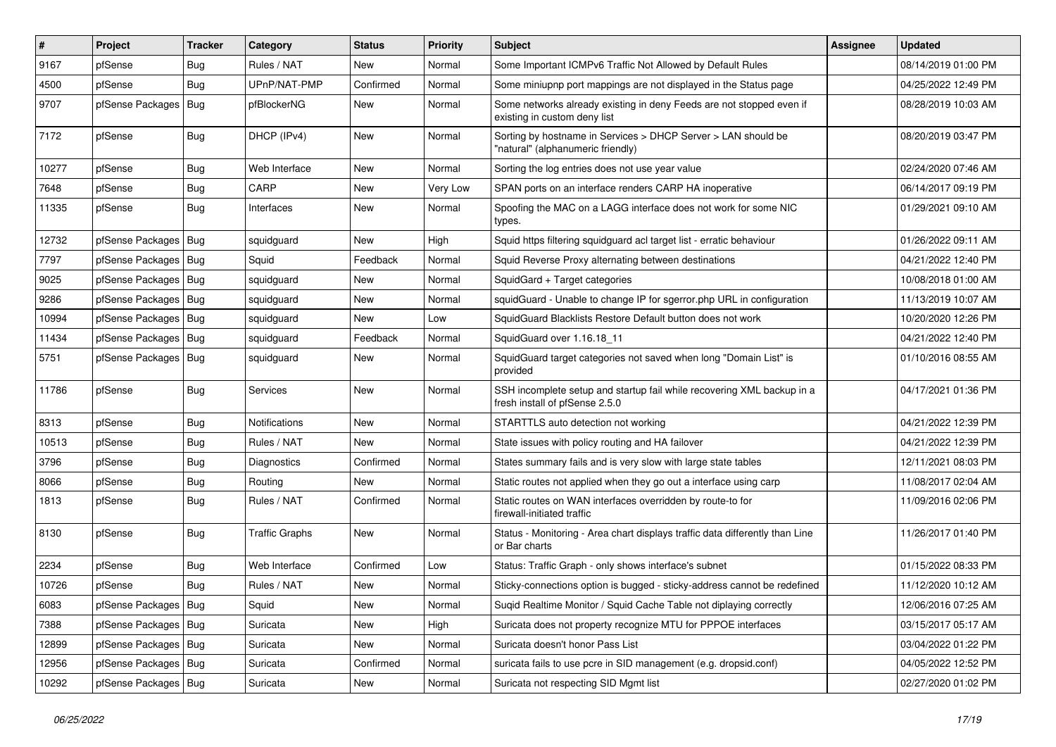| # | Project | Tracker | Category | Status | Priority | Subject | Assignee | Updated |
|---|---|---|---|---|---|---|---|---|
| 9167 | pfSense | Bug | Rules / NAT | New | Normal | Some Important ICMPv6 Traffic Not Allowed by Default Rules | | 08/14/2019 01:00 PM |
| 4500 | pfSense | Bug | UPnP/NAT-PMP | Confirmed | Normal | Some miniupnp port mappings are not displayed in the Status page | | 04/25/2022 12:49 PM |
| 9707 | pfSense Packages | Bug | pfBlockerNG | New | Normal | Some networks already existing in deny Feeds are not stopped even if existing in custom deny list | | 08/28/2019 10:03 AM |
| 7172 | pfSense | Bug | DHCP (IPv4) | New | Normal | Sorting by hostname in Services > DHCP Server > LAN should be "natural" (alphanumeric friendly) | | 08/20/2019 03:47 PM |
| 10277 | pfSense | Bug | Web Interface | New | Normal | Sorting the log entries does not use year value | | 02/24/2020 07:46 AM |
| 7648 | pfSense | Bug | CARP | New | Very Low | SPAN ports on an interface renders CARP HA inoperative | | 06/14/2017 09:19 PM |
| 11335 | pfSense | Bug | Interfaces | New | Normal | Spoofing the MAC on a LAGG interface does not work for some NIC types. | | 01/29/2021 09:10 AM |
| 12732 | pfSense Packages | Bug | squidguard | New | High | Squid https filtering squidguard acl target list - erratic behaviour | | 01/26/2022 09:11 AM |
| 7797 | pfSense Packages | Bug | Squid | Feedback | Normal | Squid Reverse Proxy alternating between destinations | | 04/21/2022 12:40 PM |
| 9025 | pfSense Packages | Bug | squidguard | New | Normal | SquidGard + Target categories | | 10/08/2018 01:00 AM |
| 9286 | pfSense Packages | Bug | squidguard | New | Normal | squidGuard - Unable to change IP for sgerror.php URL in configuration | | 11/13/2019 10:07 AM |
| 10994 | pfSense Packages | Bug | squidguard | New | Low | SquidGuard Blacklists Restore Default button does not work | | 10/20/2020 12:26 PM |
| 11434 | pfSense Packages | Bug | squidguard | Feedback | Normal | SquidGuard over 1.16.18_11 | | 04/21/2022 12:40 PM |
| 5751 | pfSense Packages | Bug | squidguard | New | Normal | SquidGuard target categories not saved when long "Domain List" is provided | | 01/10/2016 08:55 AM |
| 11786 | pfSense | Bug | Services | New | Normal | SSH incomplete setup and startup fail while recovering XML backup in a fresh install of pfSense 2.5.0 | | 04/17/2021 01:36 PM |
| 8313 | pfSense | Bug | Notifications | New | Normal | STARTTLS auto detection not working | | 04/21/2022 12:39 PM |
| 10513 | pfSense | Bug | Rules / NAT | New | Normal | State issues with policy routing and HA failover | | 04/21/2022 12:39 PM |
| 3796 | pfSense | Bug | Diagnostics | Confirmed | Normal | States summary fails and is very slow with large state tables | | 12/11/2021 08:03 PM |
| 8066 | pfSense | Bug | Routing | New | Normal | Static routes not applied when they go out a interface using carp | | 11/08/2017 02:04 AM |
| 1813 | pfSense | Bug | Rules / NAT | Confirmed | Normal | Static routes on WAN interfaces overridden by route-to for firewall-initiated traffic | | 11/09/2016 02:06 PM |
| 8130 | pfSense | Bug | Traffic Graphs | New | Normal | Status - Monitoring - Area chart displays traffic data differently than Line or Bar charts | | 11/26/2017 01:40 PM |
| 2234 | pfSense | Bug | Web Interface | Confirmed | Low | Status: Traffic Graph - only shows interface's subnet | | 01/15/2022 08:33 PM |
| 10726 | pfSense | Bug | Rules / NAT | New | Normal | Sticky-connections option is bugged - sticky-address cannot be redefined | | 11/12/2020 10:12 AM |
| 6083 | pfSense Packages | Bug | Squid | New | Normal | Suqid Realtime Monitor / Squid Cache Table not diplaying correctly | | 12/06/2016 07:25 AM |
| 7388 | pfSense Packages | Bug | Suricata | New | High | Suricata does not property recognize MTU for PPPOE interfaces | | 03/15/2017 05:17 AM |
| 12899 | pfSense Packages | Bug | Suricata | New | Normal | Suricata doesn't honor Pass List | | 03/04/2022 01:22 PM |
| 12956 | pfSense Packages | Bug | Suricata | Confirmed | Normal | suricata fails to use pcre in SID management (e.g. dropsid.conf) | | 04/05/2022 12:52 PM |
| 10292 | pfSense Packages | Bug | Suricata | New | Normal | Suricata not respecting SID Mgmt list | | 02/27/2020 01:02 PM |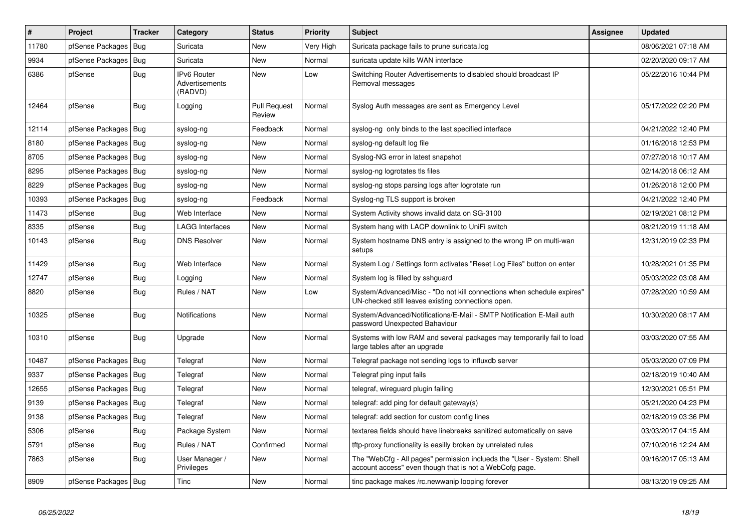| # | Project | Tracker | Category | Status | Priority | Subject | Assignee | Updated |
|---|---|---|---|---|---|---|---|---|
| 11780 | pfSense Packages | Bug | Suricata | New | Very High | Suricata package fails to prune suricata.log | | 08/06/2021 07:18 AM |
| 9934 | pfSense Packages | Bug | Suricata | New | Normal | suricata update kills WAN interface | | 02/20/2020 09:17 AM |
| 6386 | pfSense | Bug | IPv6 Router Advertisements (RADVD) | New | Low | Switching Router Advertisements to disabled should broadcast IP Removal messages | | 05/22/2016 10:44 PM |
| 12464 | pfSense | Bug | Logging | Pull Request Review | Normal | Syslog Auth messages are sent as Emergency Level | | 05/17/2022 02:20 PM |
| 12114 | pfSense Packages | Bug | syslog-ng | Feedback | Normal | syslog-ng only binds to the last specified interface | | 04/21/2022 12:40 PM |
| 8180 | pfSense Packages | Bug | syslog-ng | New | Normal | syslog-ng default log file | | 01/16/2018 12:53 PM |
| 8705 | pfSense Packages | Bug | syslog-ng | New | Normal | Syslog-NG error in latest snapshot | | 07/27/2018 10:17 AM |
| 8295 | pfSense Packages | Bug | syslog-ng | New | Normal | syslog-ng logrotates tls files | | 02/14/2018 06:12 AM |
| 8229 | pfSense Packages | Bug | syslog-ng | New | Normal | syslog-ng stops parsing logs after logrotate run | | 01/26/2018 12:00 PM |
| 10393 | pfSense Packages | Bug | syslog-ng | Feedback | Normal | Syslog-ng TLS support is broken | | 04/21/2022 12:40 PM |
| 11473 | pfSense | Bug | Web Interface | New | Normal | System Activity shows invalid data on SG-3100 | | 02/19/2021 08:12 PM |
| 8335 | pfSense | Bug | LAGG Interfaces | New | Normal | System hang with LACP downlink to UniFi switch | | 08/21/2019 11:18 AM |
| 10143 | pfSense | Bug | DNS Resolver | New | Normal | System hostname DNS entry is assigned to the wrong IP on multi-wan setups | | 12/31/2019 02:33 PM |
| 11429 | pfSense | Bug | Web Interface | New | Normal | System Log / Settings form activates "Reset Log Files" button on enter | | 10/28/2021 01:35 PM |
| 12747 | pfSense | Bug | Logging | New | Normal | System log is filled by sshguard | | 05/03/2022 03:08 AM |
| 8820 | pfSense | Bug | Rules / NAT | New | Low | System/Advanced/Misc - "Do not kill connections when schedule expires" UN-checked still leaves existing connections open. | | 07/28/2020 10:59 AM |
| 10325 | pfSense | Bug | Notifications | New | Normal | System/Advanced/Notifications/E-Mail - SMTP Notification E-Mail auth password Unexpected Bahaviour | | 10/30/2020 08:17 AM |
| 10310 | pfSense | Bug | Upgrade | New | Normal | Systems with low RAM and several packages may temporarily fail to load large tables after an upgrade | | 03/03/2020 07:55 AM |
| 10487 | pfSense Packages | Bug | Telegraf | New | Normal | Telegraf package not sending logs to influxdb server | | 05/03/2020 07:09 PM |
| 9337 | pfSense Packages | Bug | Telegraf | New | Normal | Telegraf ping input fails | | 02/18/2019 10:40 AM |
| 12655 | pfSense Packages | Bug | Telegraf | New | Normal | telegraf, wireguard plugin failing | | 12/30/2021 05:51 PM |
| 9139 | pfSense Packages | Bug | Telegraf | New | Normal | telegraf: add ping for default gateway(s) | | 05/21/2020 04:23 PM |
| 9138 | pfSense Packages | Bug | Telegraf | New | Normal | telegraf: add section for custom config lines | | 02/18/2019 03:36 PM |
| 5306 | pfSense | Bug | Package System | New | Normal | textarea fields should have linebreaks sanitized automatically on save | | 03/03/2017 04:15 AM |
| 5791 | pfSense | Bug | Rules / NAT | Confirmed | Normal | tftp-proxy functionality is easilly broken by unrelated rules | | 07/10/2016 12:24 AM |
| 7863 | pfSense | Bug | User Manager / Privileges | New | Normal | The "WebCfg - All pages" permission inclueds the "User - System: Shell account access" even though that is not a WebCofg page. | | 09/16/2017 05:13 AM |
| 8909 | pfSense Packages | Bug | Tinc | New | Normal | tinc package makes /rc.newwanip looping forever | | 08/13/2019 09:25 AM |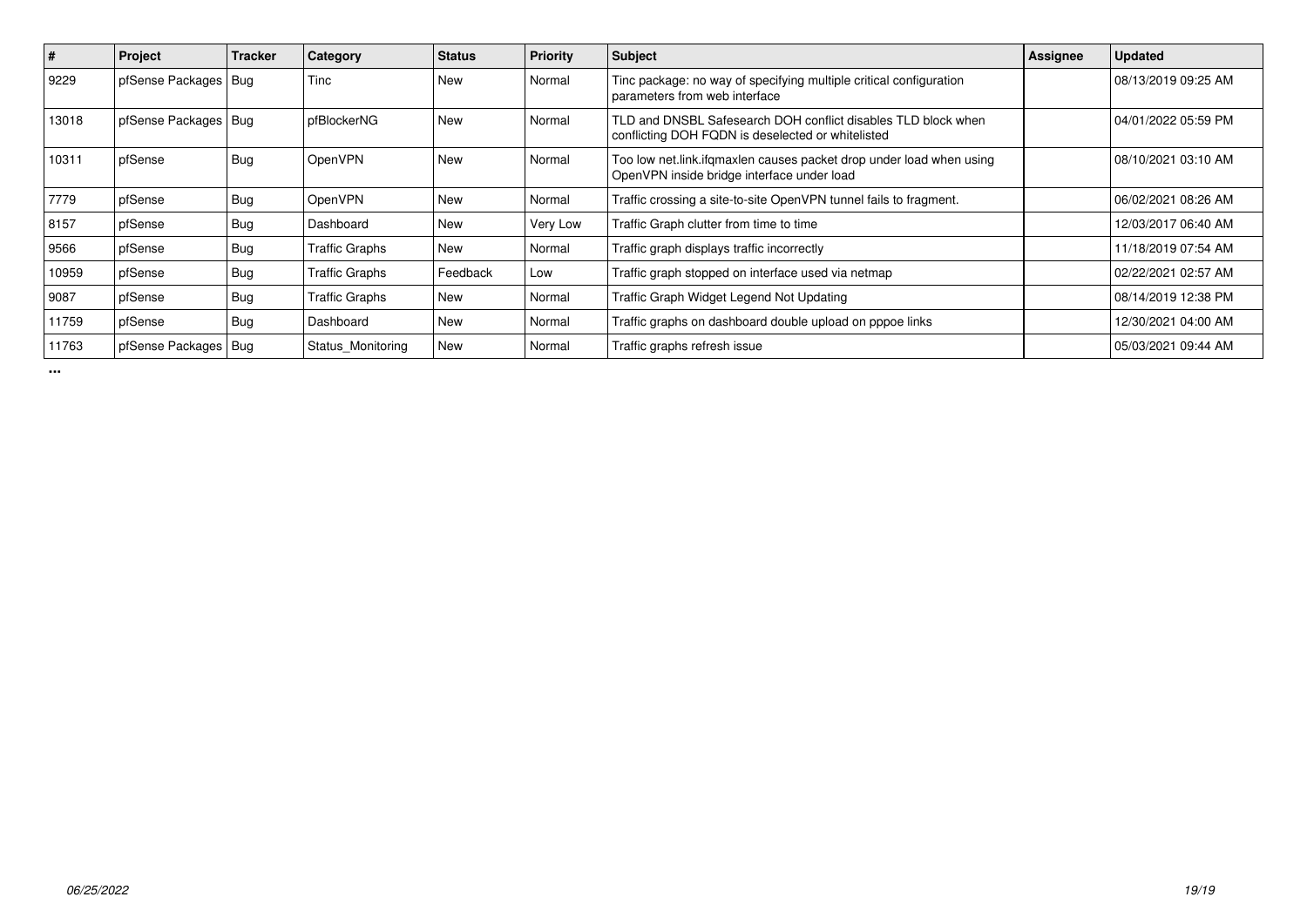| # | Project | Tracker | Category | Status | Priority | Subject | Assignee | Updated |
|---|---|---|---|---|---|---|---|---|
| 9229 | pfSense Packages | Bug | Tinc | New | Normal | Tinc package: no way of specifying multiple critical configuration parameters from web interface | | 08/13/2019 09:25 AM |
| 13018 | pfSense Packages | Bug | pfBlockerNG | New | Normal | TLD and DNSBL Safesearch DOH conflict disables TLD block when conflicting DOH FQDN is deselected or whitelisted | | 04/01/2022 05:59 PM |
| 10311 | pfSense | Bug | OpenVPN | New | Normal | Too low net.link.ifqmaxlen causes packet drop under load when using OpenVPN inside bridge interface under load | | 08/10/2021 03:10 AM |
| 7779 | pfSense | Bug | OpenVPN | New | Normal | Traffic crossing a site-to-site OpenVPN tunnel fails to fragment. | | 06/02/2021 08:26 AM |
| 8157 | pfSense | Bug | Dashboard | New | Very Low | Traffic Graph clutter from time to time | | 12/03/2017 06:40 AM |
| 9566 | pfSense | Bug | Traffic Graphs | New | Normal | Traffic graph displays traffic incorrectly | | 11/18/2019 07:54 AM |
| 10959 | pfSense | Bug | Traffic Graphs | Feedback | Low | Traffic graph stopped on interface used via netmap | | 02/22/2021 02:57 AM |
| 9087 | pfSense | Bug | Traffic Graphs | New | Normal | Traffic Graph Widget Legend Not Updating | | 08/14/2019 12:38 PM |
| 11759 | pfSense | Bug | Dashboard | New | Normal | Traffic graphs on dashboard double upload on pppoe links | | 12/30/2021 04:00 AM |
| 11763 | pfSense Packages | Bug | Status_Monitoring | New | Normal | Traffic graphs refresh issue | | 05/03/2021 09:44 AM |

...